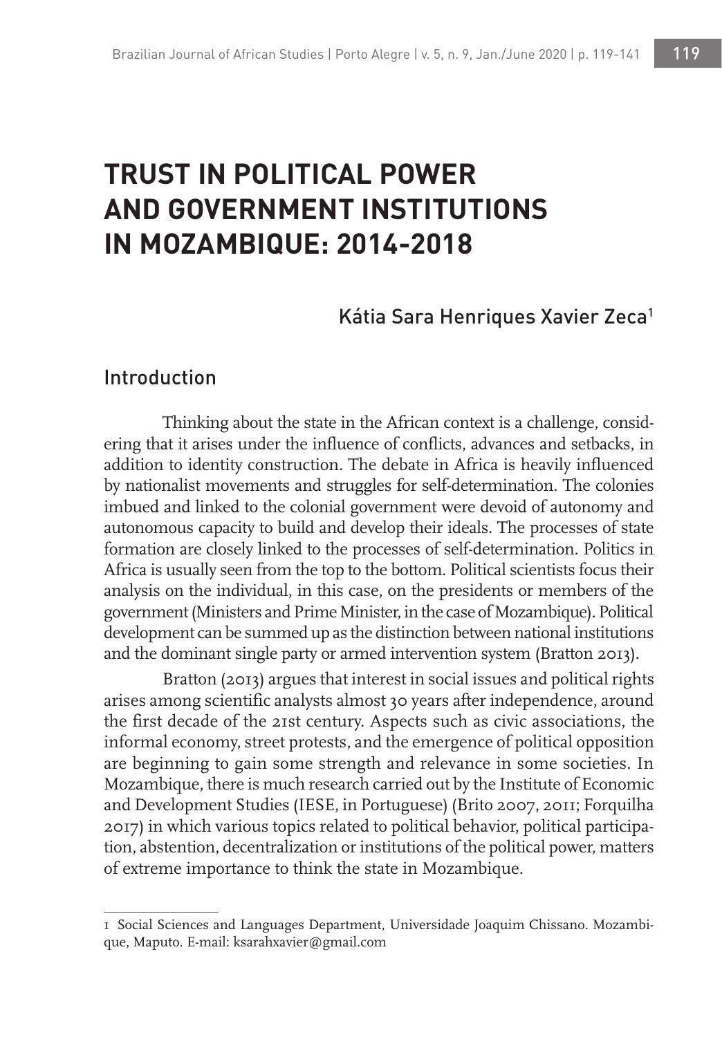# TRUST IN POLITICAL POWER AND GOVERNMENT INSTITUTIONS IN MOZAMBIQUE: 2014-2018

Kátia Sara Henriques Xavier Zeca[1]

## Introduction

Thinking about the state in the African context is a challenge, considering that it arises under the influence of conflicts, advances and setbacks, in addition to identity construction. The debate in Africa is heavily influenced by nationalist movements and struggles for self-determination. The colonies imbued and linked to the colonial government were devoid of autonomy and autonomous capacity to build and develop their ideals. The processes of state formation are closely linked to the processes of self-determination. Politics in Africa is usually seen from the top to the bottom. Political scientists focus their analysis on the individual, in this case, on the presidents or members of the government (Ministers and Prime Minister, in the case of Mozambique). Political development can be summed up as the distinction between national institutions and the dominant single party or armed intervention system (Bratton 2013).

Bratton (2013) argues that interest in social issues and political rights arises among scientific analysts almost 30 years after independence, around the first decade of the 21st century. Aspects such as civic associations, the informal economy, street protests, and the emergence of political opposition are beginning to gain some strength and relevance in some societies. In Mozambique, there is much research carried out by the Institute of Economic and Development Studies (IESE, in Portuguese) (Brito 2007, 2011; Forquilha 2017) in which various topics related to political behavior, political participation, abstention, decentralization or institutions of the political power, matters of extreme importance to think the state in Mozambique.

---

1 Social Sciences and Languages Department, Universidade Joaquim Chissano. Mozambique, Maputo. E-mail: ksarahxavier@gmail.com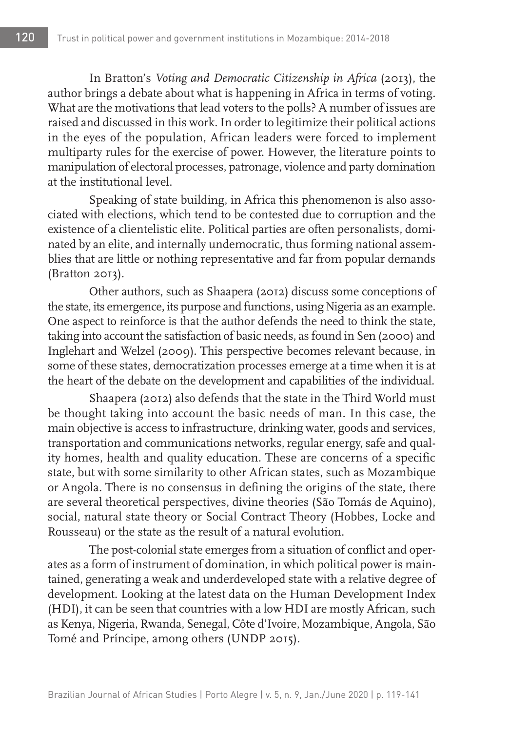In Bratton's *Voting and Democratic Citizenship in Africa* (2013), the author brings a debate about what is happening in Africa in terms of voting. What are the motivations that lead voters to the polls? A number of issues are raised and discussed in this work. In order to legitimize their political actions in the eyes of the population, African leaders were forced to implement multiparty rules for the exercise of power. However, the literature points to manipulation of electoral processes, patronage, violence and party domination at the institutional level.

Speaking of state building, in Africa this phenomenon is also associated with elections, which tend to be contested due to corruption and the existence of a clientelistic elite. Political parties are often personalists, dominated by an elite, and internally undemocratic, thus forming national assemblies that are little or nothing representative and far from popular demands (Bratton 2013).

Other authors, such as Shaapera (2012) discuss some conceptions of the state, its emergence, its purpose and functions, using Nigeria as an example. One aspect to reinforce is that the author defends the need to think the state, taking into account the satisfaction of basic needs, as found in Sen (2000) and Inglehart and Welzel (2009). This perspective becomes relevant because, in some of these states, democratization processes emerge at a time when it is at the heart of the debate on the development and capabilities of the individual.

Shaapera (2012) also defends that the state in the Third World must be thought taking into account the basic needs of man. In this case, the main objective is access to infrastructure, drinking water, goods and services, transportation and communications networks, regular energy, safe and quality homes, health and quality education. These are concerns of a specific state, but with some similarity to other African states, such as Mozambique or Angola. There is no consensus in defining the origins of the state, there are several theoretical perspectives, divine theories (São Tomás de Aquino), social, natural state theory or Social Contract Theory (Hobbes, Locke and Rousseau) or the state as the result of a natural evolution.

The post-colonial state emerges from a situation of conflict and operates as a form of instrument of domination, in which political power is maintained, generating a weak and underdeveloped state with a relative degree of development. Looking at the latest data on the Human Development Index (HDI), it can be seen that countries with a low HDI are mostly African, such as Kenya, Nigeria, Rwanda, Senegal, Côte d'Ivoire, Mozambique, Angola, São Tomé and Príncipe, among others (UNDP 2015).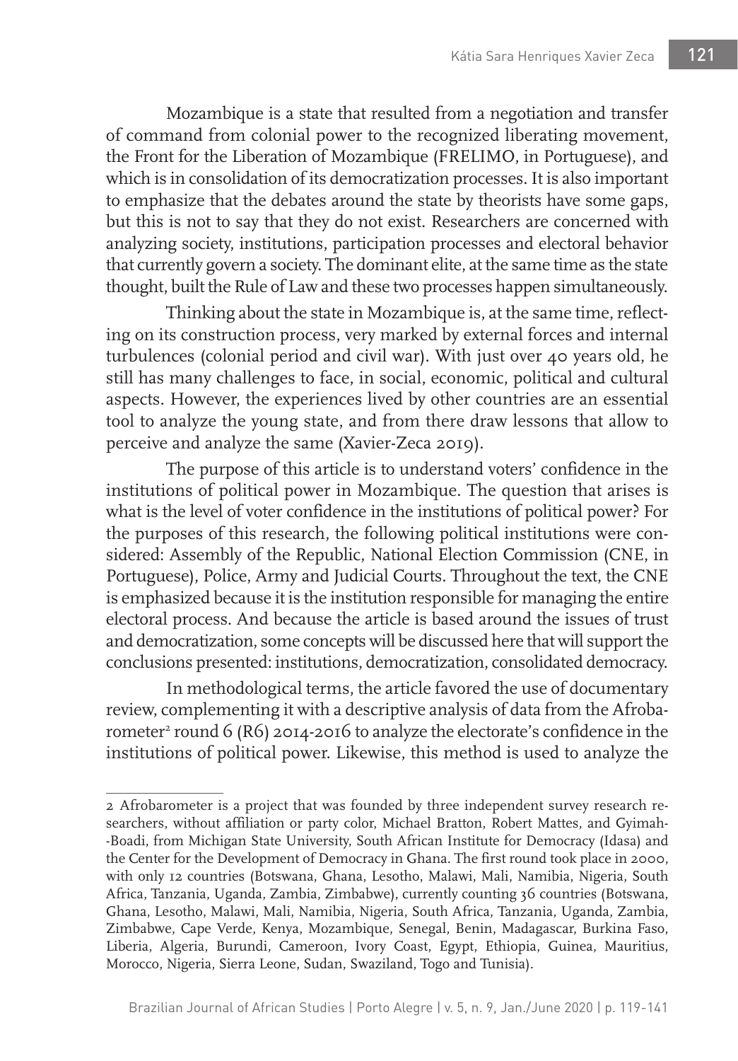Mozambique is a state that resulted from a negotiation and transfer of command from colonial power to the recognized liberating movement, the Front for the Liberation of Mozambique (FRELIMO, in Portuguese), and which is in consolidation of its democratization processes. It is also important to emphasize that the debates around the state by theorists have some gaps, but this is not to say that they do not exist. Researchers are concerned with analyzing society, institutions, participation processes and electoral behavior that currently govern a society. The dominant elite, at the same time as the state thought, built the Rule of Law and these two processes happen simultaneously.

Thinking about the state in Mozambique is, at the same time, reflecting on its construction process, very marked by external forces and internal turbulences (colonial period and civil war). With just over 40 years old, he still has many challenges to face, in social, economic, political and cultural aspects. However, the experiences lived by other countries are an essential tool to analyze the young state, and from there draw lessons that allow to perceive and analyze the same (Xavier-Zeca 2019).

The purpose of this article is to understand voters' confidence in the institutions of political power in Mozambique. The question that arises is what is the level of voter confidence in the institutions of political power? For the purposes of this research, the following political institutions were considered: Assembly of the Republic, National Election Commission (CNE, in Portuguese), Police, Army and Judicial Courts. Throughout the text, the CNE is emphasized because it is the institution responsible for managing the entire electoral process. And because the article is based around the issues of trust and democratization, some concepts will be discussed here that will support the conclusions presented: institutions, democratization, consolidated democracy.

In methodological terms, the article favored the use of documentary review, complementing it with a descriptive analysis of data from the Afrobarometer[2] round 6 (R6) 2014-2016 to analyze the electorate's confidence in the institutions of political power. Likewise, this method is used to analyze the

---

2 Afrobarometer is a project that was founded by three independent survey research researchers, without affiliation or party color, Michael Bratton, Robert Mattes, and Gyimah-Boadi, from Michigan State University, South African Institute for Democracy (Idasa) and the Center for the Development of Democracy in Ghana. The first round took place in 2000, with only 12 countries (Botswana, Ghana, Lesotho, Malawi, Mali, Namibia, Nigeria, South Africa, Tanzania, Uganda, Zambia, Zimbabwe), currently counting 36 countries (Botswana, Ghana, Lesotho, Malawi, Mali, Namibia, Nigeria, South Africa, Tanzania, Uganda, Zambia, Zimbabwe, Cape Verde, Kenya, Mozambique, Senegal, Benin, Madagascar, Burkina Faso, Liberia, Algeria, Burundi, Cameroon, Ivory Coast, Egypt, Ethiopia, Guinea, Mauritius, Morocco, Nigeria, Sierra Leone, Sudan, Swaziland, Togo and Tunisia).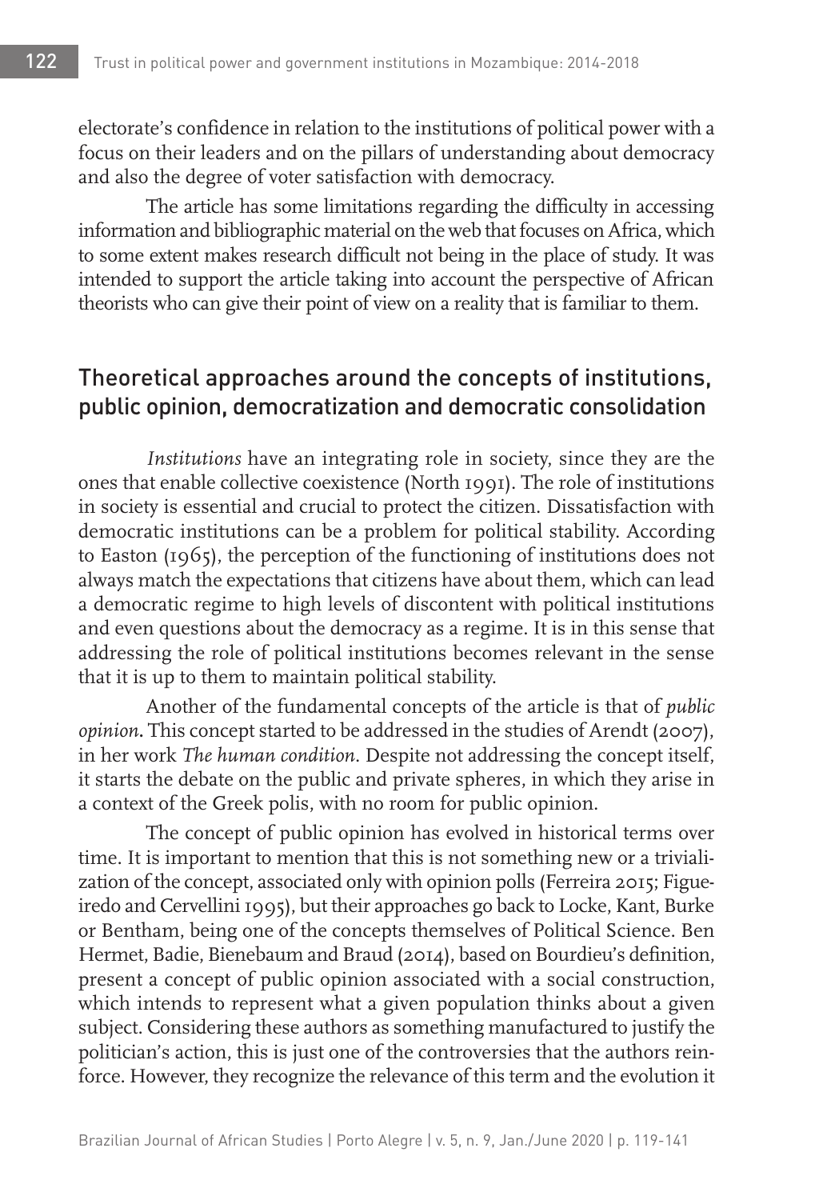electorate's confidence in relation to the institutions of political power with a focus on their leaders and on the pillars of understanding about democracy and also the degree of voter satisfaction with democracy.

The article has some limitations regarding the difficulty in accessing information and bibliographic material on the web that focuses on Africa, which to some extent makes research difficult not being in the place of study. It was intended to support the article taking into account the perspective of African theorists who can give their point of view on a reality that is familiar to them.

## Theoretical approaches around the concepts of institutions, public opinion, democratization and democratic consolidation

*Institutions* have an integrating role in society, since they are the ones that enable collective coexistence (North 1991). The role of institutions in society is essential and crucial to protect the citizen. Dissatisfaction with democratic institutions can be a problem for political stability. According to Easton (1965), the perception of the functioning of institutions does not always match the expectations that citizens have about them, which can lead a democratic regime to high levels of discontent with political institutions and even questions about the democracy as a regime. It is in this sense that addressing the role of political institutions becomes relevant in the sense that it is up to them to maintain political stability.

Another of the fundamental concepts of the article is that of *public opinion*. This concept started to be addressed in the studies of Arendt (2007), in her work *The human condition*. Despite not addressing the concept itself, it starts the debate on the public and private spheres, in which they arise in a context of the Greek polis, with no room for public opinion.

The concept of public opinion has evolved in historical terms over time. It is important to mention that this is not something new or a trivialization of the concept, associated only with opinion polls (Ferreira 2015; Figueiredo and Cervellini 1995), but their approaches go back to Locke, Kant, Burke or Bentham, being one of the concepts themselves of Political Science. Ben Hermet, Badie, Bienebaum and Braud (2014), based on Bourdieu's definition, present a concept of public opinion associated with a social construction, which intends to represent what a given population thinks about a given subject. Considering these authors as something manufactured to justify the politician's action, this is just one of the controversies that the authors reinforce. However, they recognize the relevance of this term and the evolution it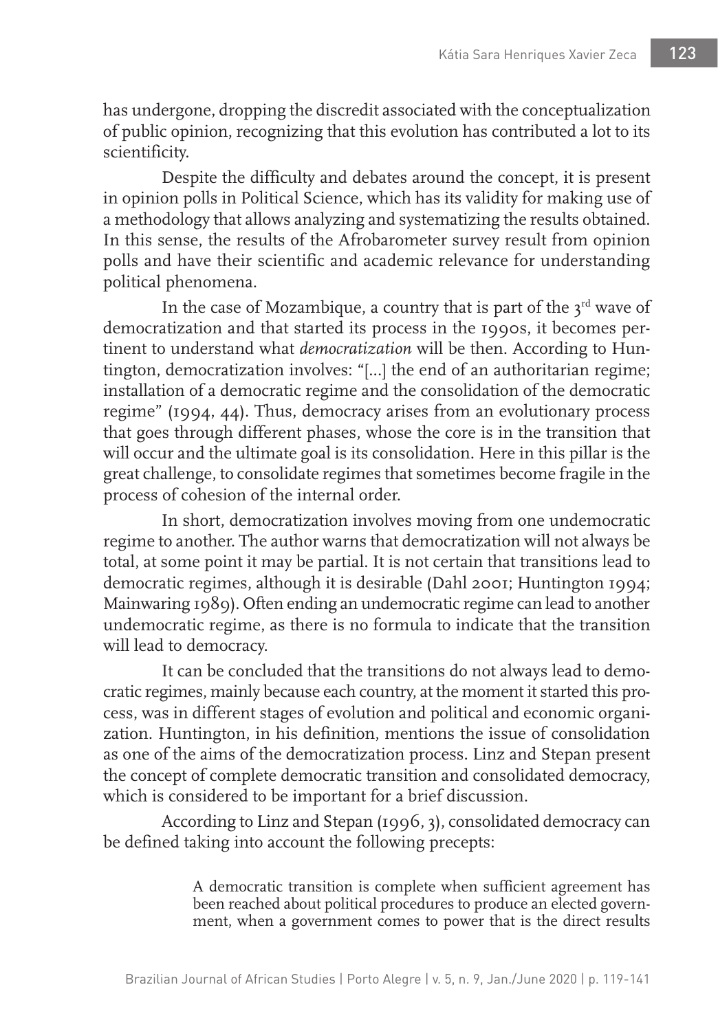has undergone, dropping the discredit associated with the conceptualization of public opinion, recognizing that this evolution has contributed a lot to its scientificity.

Despite the difficulty and debates around the concept, it is present in opinion polls in Political Science, which has its validity for making use of a methodology that allows analyzing and systematizing the results obtained. In this sense, the results of the Afrobarometer survey result from opinion polls and have their scientific and academic relevance for understanding political phenomena.

In the case of Mozambique, a country that is part of the 3rd wave of democratization and that started its process in the 1990s, it becomes pertinent to understand what *democratization* will be then. According to Huntington, democratization involves: "[...] the end of an authoritarian regime; installation of a democratic regime and the consolidation of the democratic regime" (1994, 44). Thus, democracy arises from an evolutionary process that goes through different phases, whose the core is in the transition that will occur and the ultimate goal is its consolidation. Here in this pillar is the great challenge, to consolidate regimes that sometimes become fragile in the process of cohesion of the internal order.

In short, democratization involves moving from one undemocratic regime to another. The author warns that democratization will not always be total, at some point it may be partial. It is not certain that transitions lead to democratic regimes, although it is desirable (Dahl 2001; Huntington 1994; Mainwaring 1989). Often ending an undemocratic regime can lead to another undemocratic regime, as there is no formula to indicate that the transition will lead to democracy.

It can be concluded that the transitions do not always lead to democratic regimes, mainly because each country, at the moment it started this process, was in different stages of evolution and political and economic organization. Huntington, in his definition, mentions the issue of consolidation as one of the aims of the democratization process. Linz and Stepan present the concept of complete democratic transition and consolidated democracy, which is considered to be important for a brief discussion.

According to Linz and Stepan (1996, 3), consolidated democracy can be defined taking into account the following precepts:

> A democratic transition is complete when sufficient agreement has been reached about political procedures to produce an elected government, when a government comes to power that is the direct results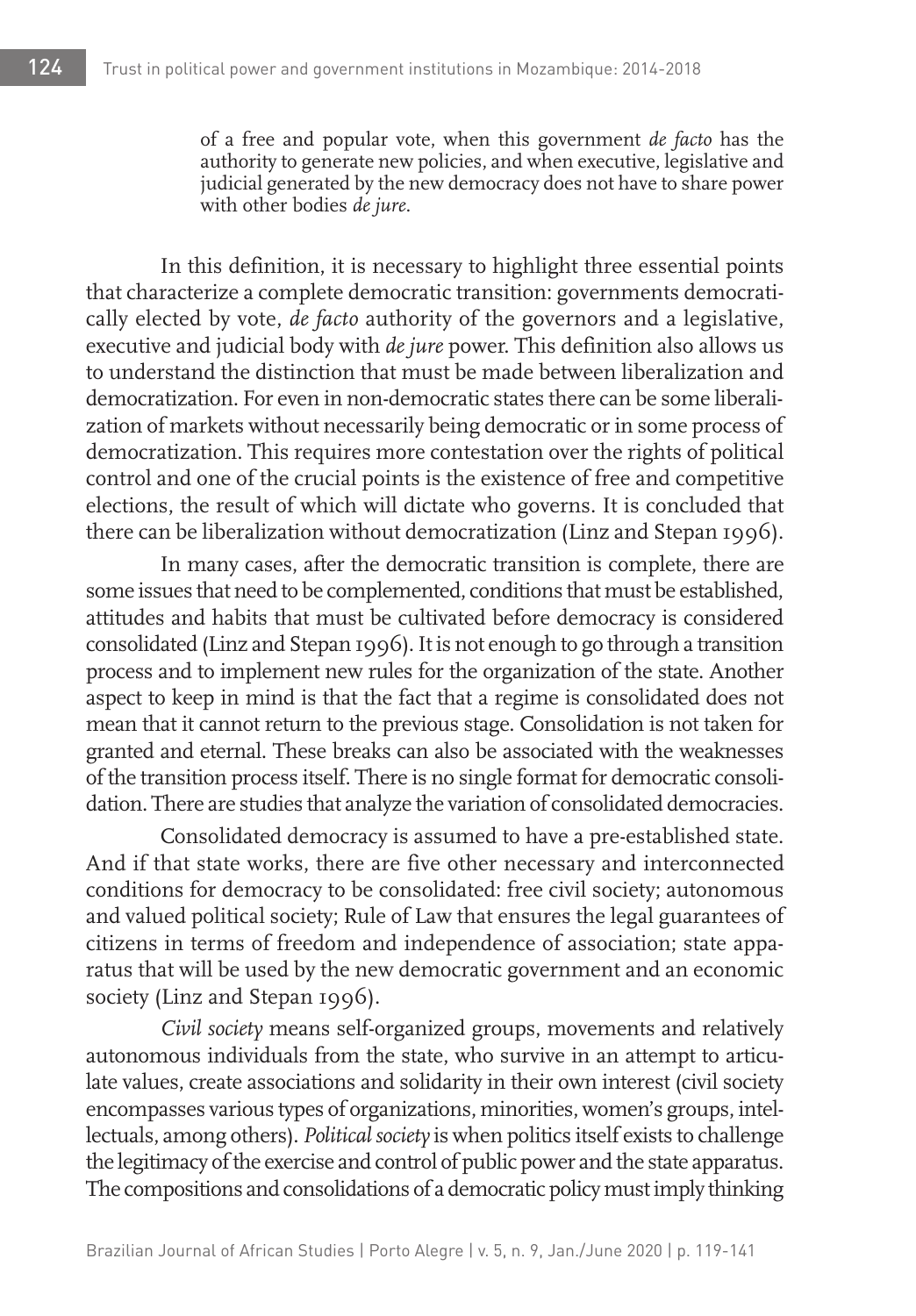> of a free and popular vote, when this government *de facto* has the authority to generate new policies, and when executive, legislative and judicial generated by the new democracy does not have to share power with other bodies *de jure*.

In this definition, it is necessary to highlight three essential points that characterize a complete democratic transition: governments democratically elected by vote, *de facto* authority of the governors and a legislative, executive and judicial body with *de jure* power. This definition also allows us to understand the distinction that must be made between liberalization and democratization. For even in non-democratic states there can be some liberalization of markets without necessarily being democratic or in some process of democratization. This requires more contestation over the rights of political control and one of the crucial points is the existence of free and competitive elections, the result of which will dictate who governs. It is concluded that there can be liberalization without democratization (Linz and Stepan 1996).

In many cases, after the democratic transition is complete, there are some issues that need to be complemented, conditions that must be established, attitudes and habits that must be cultivated before democracy is considered consolidated (Linz and Stepan 1996). It is not enough to go through a transition process and to implement new rules for the organization of the state. Another aspect to keep in mind is that the fact that a regime is consolidated does not mean that it cannot return to the previous stage. Consolidation is not taken for granted and eternal. These breaks can also be associated with the weaknesses of the transition process itself. There is no single format for democratic consolidation. There are studies that analyze the variation of consolidated democracies.

Consolidated democracy is assumed to have a pre-established state. And if that state works, there are five other necessary and interconnected conditions for democracy to be consolidated: free civil society; autonomous and valued political society; Rule of Law that ensures the legal guarantees of citizens in terms of freedom and independence of association; state apparatus that will be used by the new democratic government and an economic society (Linz and Stepan 1996).

*Civil society* means self-organized groups, movements and relatively autonomous individuals from the state, who survive in an attempt to articulate values, create associations and solidarity in their own interest (civil society encompasses various types of organizations, minorities, women's groups, intellectuals, among others). *Political society* is when politics itself exists to challenge the legitimacy of the exercise and control of public power and the state apparatus. The compositions and consolidations of a democratic policy must imply thinking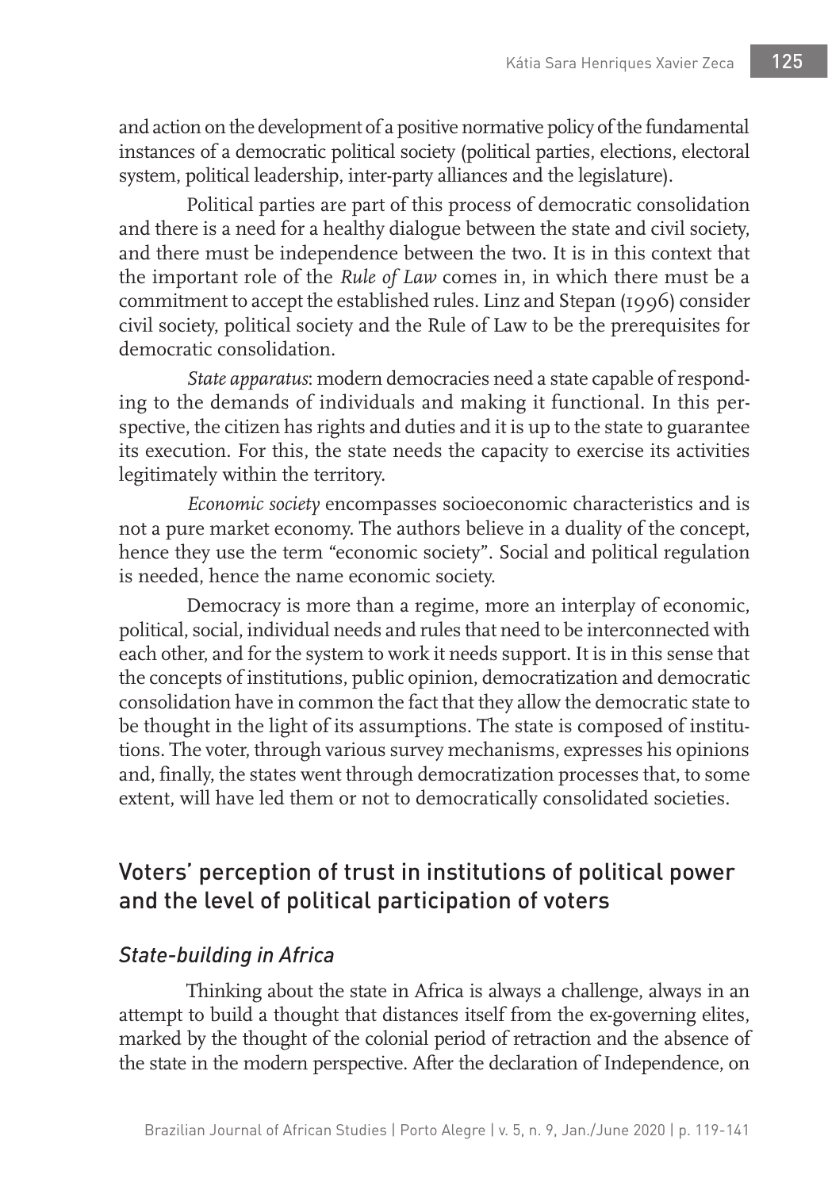and action on the development of a positive normative policy of the fundamental instances of a democratic political society (political parties, elections, electoral system, political leadership, inter-party alliances and the legislature).

Political parties are part of this process of democratic consolidation and there is a need for a healthy dialogue between the state and civil society, and there must be independence between the two. It is in this context that the important role of the *Rule of Law* comes in, in which there must be a commitment to accept the established rules. Linz and Stepan (1996) consider civil society, political society and the Rule of Law to be the prerequisites for democratic consolidation.

*State apparatus*: modern democracies need a state capable of responding to the demands of individuals and making it functional. In this perspective, the citizen has rights and duties and it is up to the state to guarantee its execution. For this, the state needs the capacity to exercise its activities legitimately within the territory.

*Economic society* encompasses socioeconomic characteristics and is not a pure market economy. The authors believe in a duality of the concept, hence they use the term "economic society". Social and political regulation is needed, hence the name economic society.

Democracy is more than a regime, more an interplay of economic, political, social, individual needs and rules that need to be interconnected with each other, and for the system to work it needs support. It is in this sense that the concepts of institutions, public opinion, democratization and democratic consolidation have in common the fact that they allow the democratic state to be thought in the light of its assumptions. The state is composed of institutions. The voter, through various survey mechanisms, expresses his opinions and, finally, the states went through democratization processes that, to some extent, will have led them or not to democratically consolidated societies.

## Voters' perception of trust in institutions of political power and the level of political participation of voters

### *State-building in Africa*

Thinking about the state in Africa is always a challenge, always in an attempt to build a thought that distances itself from the ex-governing elites, marked by the thought of the colonial period of retraction and the absence of the state in the modern perspective. After the declaration of Independence, on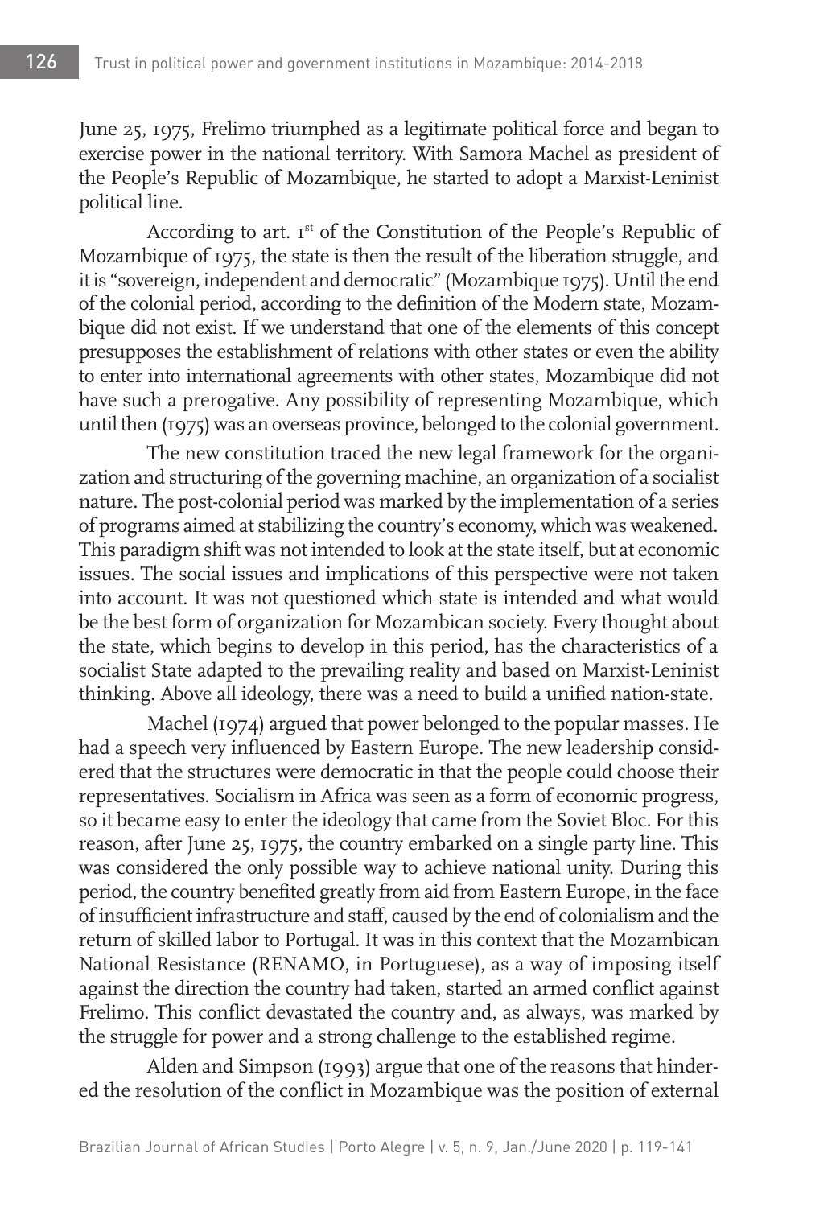June 25, 1975, Frelimo triumphed as a legitimate political force and began to exercise power in the national territory. With Samora Machel as president of the People's Republic of Mozambique, he started to adopt a Marxist-Leninist political line.

According to art. 1[st] of the Constitution of the People's Republic of Mozambique of 1975, the state is then the result of the liberation struggle, and it is "sovereign, independent and democratic" (Mozambique 1975). Until the end of the colonial period, according to the definition of the Modern state, Mozambique did not exist. If we understand that one of the elements of this concept presupposes the establishment of relations with other states or even the ability to enter into international agreements with other states, Mozambique did not have such a prerogative. Any possibility of representing Mozambique, which until then (1975) was an overseas province, belonged to the colonial government.

The new constitution traced the new legal framework for the organization and structuring of the governing machine, an organization of a socialist nature. The post-colonial period was marked by the implementation of a series of programs aimed at stabilizing the country's economy, which was weakened. This paradigm shift was not intended to look at the state itself, but at economic issues. The social issues and implications of this perspective were not taken into account. It was not questioned which state is intended and what would be the best form of organization for Mozambican society. Every thought about the state, which begins to develop in this period, has the characteristics of a socialist State adapted to the prevailing reality and based on Marxist-Leninist thinking. Above all ideology, there was a need to build a unified nation-state.

Machel (1974) argued that power belonged to the popular masses. He had a speech very influenced by Eastern Europe. The new leadership considered that the structures were democratic in that the people could choose their representatives. Socialism in Africa was seen as a form of economic progress, so it became easy to enter the ideology that came from the Soviet Bloc. For this reason, after June 25, 1975, the country embarked on a single party line. This was considered the only possible way to achieve national unity. During this period, the country benefited greatly from aid from Eastern Europe, in the face of insufficient infrastructure and staff, caused by the end of colonialism and the return of skilled labor to Portugal. It was in this context that the Mozambican National Resistance (RENAMO, in Portuguese), as a way of imposing itself against the direction the country had taken, started an armed conflict against Frelimo. This conflict devastated the country and, as always, was marked by the struggle for power and a strong challenge to the established regime.

Alden and Simpson (1993) argue that one of the reasons that hindered the resolution of the conflict in Mozambique was the position of external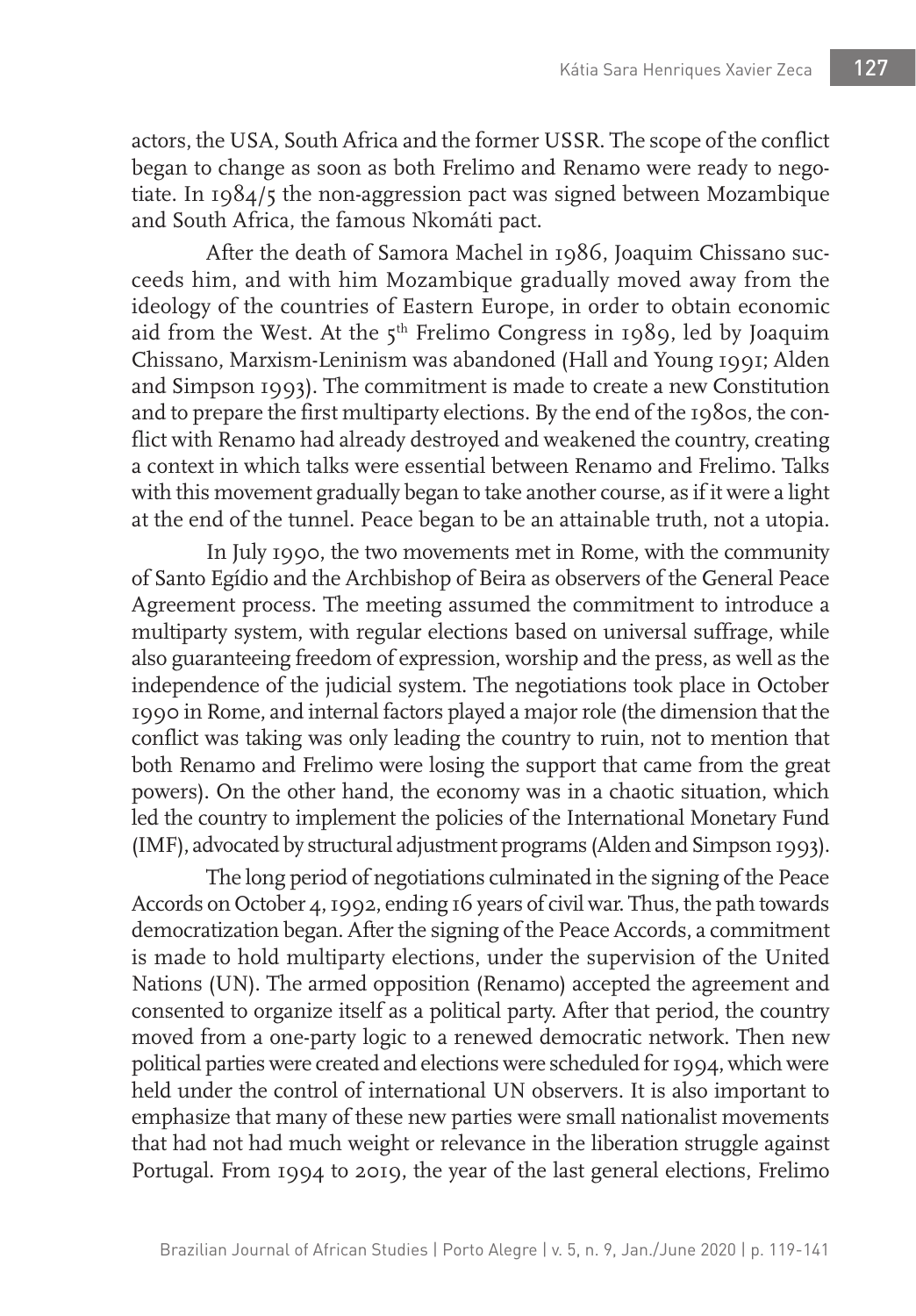actors, the USA, South Africa and the former USSR. The scope of the conflict began to change as soon as both Frelimo and Renamo were ready to negotiate. In 1984/5 the non-aggression pact was signed between Mozambique and South Africa, the famous Nkomáti pact.

After the death of Samora Machel in 1986, Joaquim Chissano succeeds him, and with him Mozambique gradually moved away from the ideology of the countries of Eastern Europe, in order to obtain economic aid from the West. At the 5th Frelimo Congress in 1989, led by Joaquim Chissano, Marxism-Leninism was abandoned (Hall and Young 1991; Alden and Simpson 1993). The commitment is made to create a new Constitution and to prepare the first multiparty elections. By the end of the 1980s, the conflict with Renamo had already destroyed and weakened the country, creating a context in which talks were essential between Renamo and Frelimo. Talks with this movement gradually began to take another course, as if it were a light at the end of the tunnel. Peace began to be an attainable truth, not a utopia.

In July 1990, the two movements met in Rome, with the community of Santo Egídio and the Archbishop of Beira as observers of the General Peace Agreement process. The meeting assumed the commitment to introduce a multiparty system, with regular elections based on universal suffrage, while also guaranteeing freedom of expression, worship and the press, as well as the independence of the judicial system. The negotiations took place in October 1990 in Rome, and internal factors played a major role (the dimension that the conflict was taking was only leading the country to ruin, not to mention that both Renamo and Frelimo were losing the support that came from the great powers). On the other hand, the economy was in a chaotic situation, which led the country to implement the policies of the International Monetary Fund (IMF), advocated by structural adjustment programs (Alden and Simpson 1993).

The long period of negotiations culminated in the signing of the Peace Accords on October 4, 1992, ending 16 years of civil war. Thus, the path towards democratization began. After the signing of the Peace Accords, a commitment is made to hold multiparty elections, under the supervision of the United Nations (UN). The armed opposition (Renamo) accepted the agreement and consented to organize itself as a political party. After that period, the country moved from a one-party logic to a renewed democratic network. Then new political parties were created and elections were scheduled for 1994, which were held under the control of international UN observers. It is also important to emphasize that many of these new parties were small nationalist movements that had not had much weight or relevance in the liberation struggle against Portugal. From 1994 to 2019, the year of the last general elections, Frelimo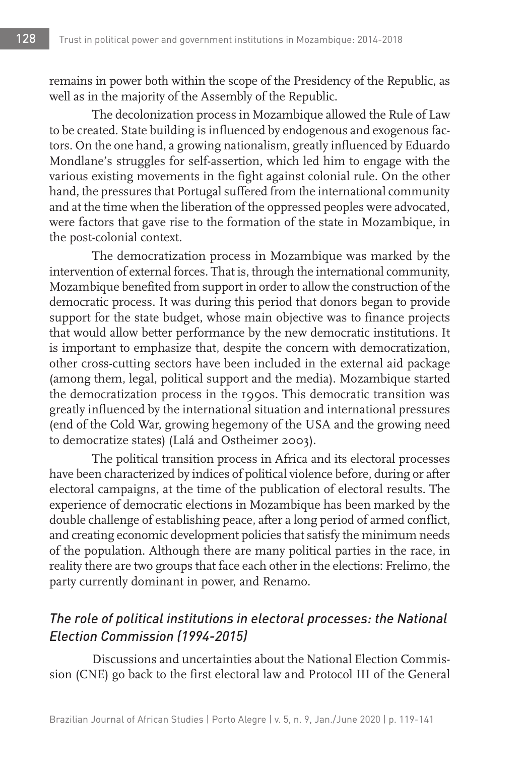remains in power both within the scope of the Presidency of the Republic, as well as in the majority of the Assembly of the Republic.

The decolonization process in Mozambique allowed the Rule of Law to be created. State building is influenced by endogenous and exogenous factors. On the one hand, a growing nationalism, greatly influenced by Eduardo Mondlane's struggles for self-assertion, which led him to engage with the various existing movements in the fight against colonial rule. On the other hand, the pressures that Portugal suffered from the international community and at the time when the liberation of the oppressed peoples were advocated, were factors that gave rise to the formation of the state in Mozambique, in the post-colonial context.

The democratization process in Mozambique was marked by the intervention of external forces. That is, through the international community, Mozambique benefited from support in order to allow the construction of the democratic process. It was during this period that donors began to provide support for the state budget, whose main objective was to finance projects that would allow better performance by the new democratic institutions. It is important to emphasize that, despite the concern with democratization, other cross-cutting sectors have been included in the external aid package (among them, legal, political support and the media). Mozambique started the democratization process in the 1990s. This democratic transition was greatly influenced by the international situation and international pressures (end of the Cold War, growing hegemony of the USA and the growing need to democratize states) (Lalá and Ostheimer 2003).

The political transition process in Africa and its electoral processes have been characterized by indices of political violence before, during or after electoral campaigns, at the time of the publication of electoral results. The experience of democratic elections in Mozambique has been marked by the double challenge of establishing peace, after a long period of armed conflict, and creating economic development policies that satisfy the minimum needs of the population. Although there are many political parties in the race, in reality there are two groups that face each other in the elections: Frelimo, the party currently dominant in power, and Renamo.

## *The role of political institutions in electoral processes: the National Election Commission (1994-2015)*

Discussions and uncertainties about the National Election Commission (CNE) go back to the first electoral law and Protocol III of the General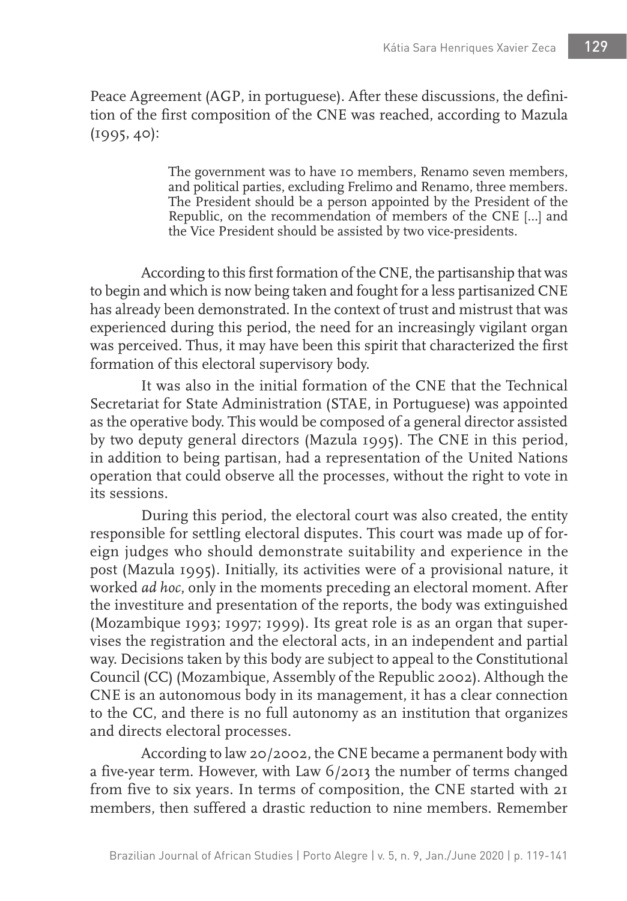Peace Agreement (AGP, in portuguese). After these discussions, the definition of the first composition of the CNE was reached, according to Mazula (1995, 40):

> The government was to have 10 members, Renamo seven members, and political parties, excluding Frelimo and Renamo, three members. The President should be a person appointed by the President of the Republic, on the recommendation of members of the CNE [...] and the Vice President should be assisted by two vice-presidents.

According to this first formation of the CNE, the partisanship that was to begin and which is now being taken and fought for a less partisanized CNE has already been demonstrated. In the context of trust and mistrust that was experienced during this period, the need for an increasingly vigilant organ was perceived. Thus, it may have been this spirit that characterized the first formation of this electoral supervisory body.

It was also in the initial formation of the CNE that the Technical Secretariat for State Administration (STAE, in Portuguese) was appointed as the operative body. This would be composed of a general director assisted by two deputy general directors (Mazula 1995). The CNE in this period, in addition to being partisan, had a representation of the United Nations operation that could observe all the processes, without the right to vote in its sessions.

During this period, the electoral court was also created, the entity responsible for settling electoral disputes. This court was made up of foreign judges who should demonstrate suitability and experience in the post (Mazula 1995). Initially, its activities were of a provisional nature, it worked *ad hoc*, only in the moments preceding an electoral moment. After the investiture and presentation of the reports, the body was extinguished (Mozambique 1993; 1997; 1999). Its great role is as an organ that supervises the registration and the electoral acts, in an independent and partial way. Decisions taken by this body are subject to appeal to the Constitutional Council (CC) (Mozambique, Assembly of the Republic 2002). Although the CNE is an autonomous body in its management, it has a clear connection to the CC, and there is no full autonomy as an institution that organizes and directs electoral processes.

According to law 20/2002, the CNE became a permanent body with a five-year term. However, with Law 6/2013 the number of terms changed from five to six years. In terms of composition, the CNE started with 21 members, then suffered a drastic reduction to nine members. Remember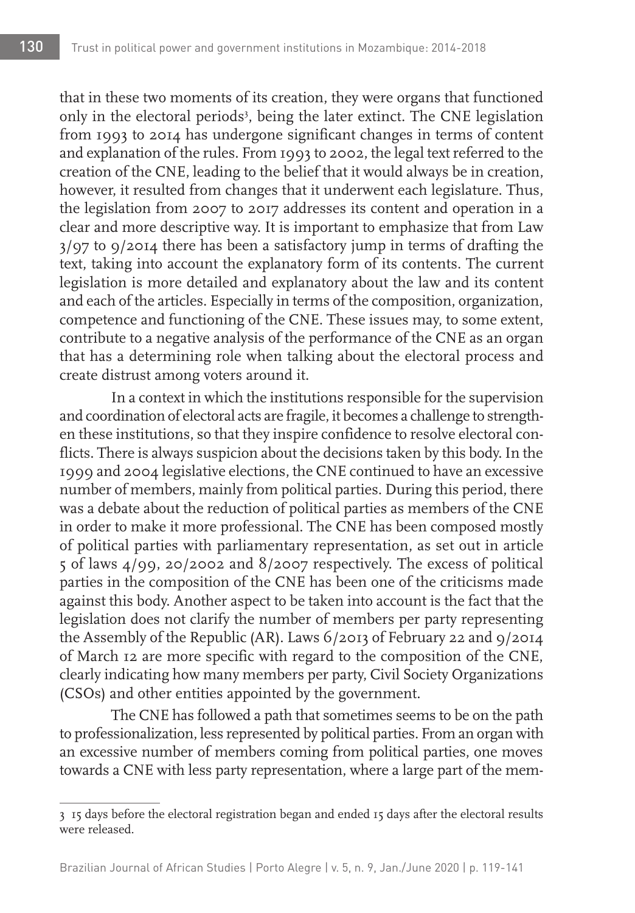that in these two moments of its creation, they were organs that functioned only in the electoral periods[3], being the later extinct. The CNE legislation from 1993 to 2014 has undergone significant changes in terms of content and explanation of the rules. From 1993 to 2002, the legal text referred to the creation of the CNE, leading to the belief that it would always be in creation, however, it resulted from changes that it underwent each legislature. Thus, the legislation from 2007 to 2017 addresses its content and operation in a clear and more descriptive way. It is important to emphasize that from Law 3/97 to 9/2014 there has been a satisfactory jump in terms of drafting the text, taking into account the explanatory form of its contents. The current legislation is more detailed and explanatory about the law and its content and each of the articles. Especially in terms of the composition, organization, competence and functioning of the CNE. These issues may, to some extent, contribute to a negative analysis of the performance of the CNE as an organ that has a determining role when talking about the electoral process and create distrust among voters around it.

In a context in which the institutions responsible for the supervision and coordination of electoral acts are fragile, it becomes a challenge to strengthen these institutions, so that they inspire confidence to resolve electoral conflicts. There is always suspicion about the decisions taken by this body. In the 1999 and 2004 legislative elections, the CNE continued to have an excessive number of members, mainly from political parties. During this period, there was a debate about the reduction of political parties as members of the CNE in order to make it more professional. The CNE has been composed mostly of political parties with parliamentary representation, as set out in article 5 of laws 4/99, 20/2002 and 8/2007 respectively. The excess of political parties in the composition of the CNE has been one of the criticisms made against this body. Another aspect to be taken into account is the fact that the legislation does not clarify the number of members per party representing the Assembly of the Republic (AR). Laws 6/2013 of February 22 and 9/2014 of March 12 are more specific with regard to the composition of the CNE, clearly indicating how many members per party, Civil Society Organizations (CSOs) and other entities appointed by the government.

The CNE has followed a path that sometimes seems to be on the path to professionalization, less represented by political parties. From an organ with an excessive number of members coming from political parties, one moves towards a CNE with less party representation, where a large part of the mem-

---

[3] 15 days before the electoral registration began and ended 15 days after the electoral results were released.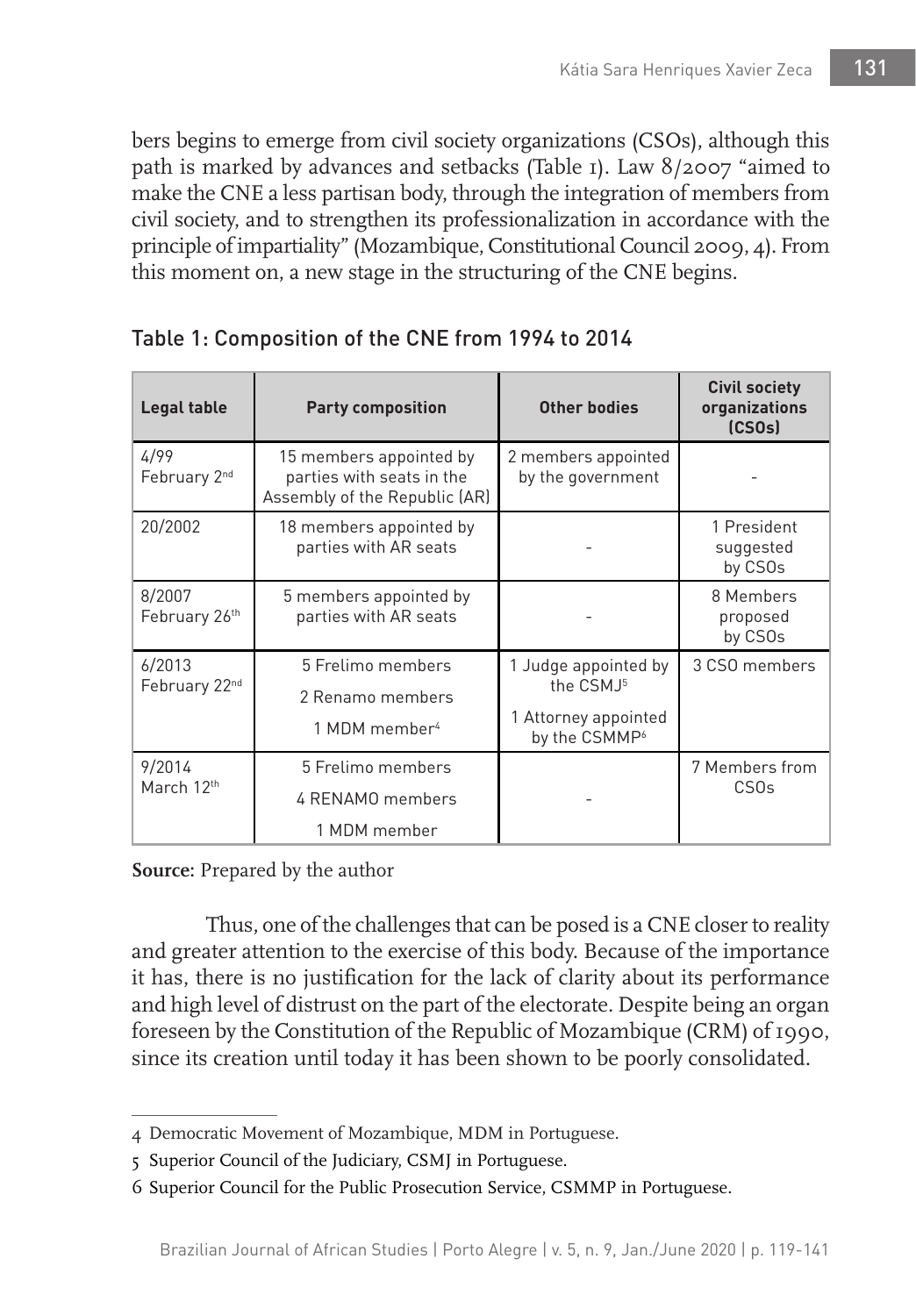bers begins to emerge from civil society organizations (CSOs), although this path is marked by advances and setbacks (Table 1). Law 8/2007 "aimed to make the CNE a less partisan body, through the integration of members from civil society, and to strengthen its professionalization in accordance with the principle of impartiality" (Mozambique, Constitutional Council 2009, 4). From this moment on, a new stage in the structuring of the CNE begins.

Table 1: Composition of the CNE from 1994 to 2014

| Legal table | Party composition | Other bodies | Civil society organizations (CSOs) |
|---|---|---|---|
| 4/99 February 2nd | 15 members appointed by parties with seats in the Assembly of the Republic (AR) | 2 members appointed by the government | - |
| 20/2002 | 18 members appointed by parties with AR seats | - | 1 President suggested by CSOs |
| 8/2007 February 26th | 5 members appointed by parties with AR seats | - | 8 Members proposed by CSOs |
| 6/2013 February 22nd | 5 Frelimo members<br>2 Renamo members<br>1 MDM member[4] | 1 Judge appointed by the CSMJ[5]<br>1 Attorney appointed by the CSMMP[6] | 3 CSO members |
| 9/2014 March 12th | 5 Frelimo members<br>4 RENAMO members<br>1 MDM member | - | 7 Members from CSOs |

**Source:** Prepared by the author

Thus, one of the challenges that can be posed is a CNE closer to reality and greater attention to the exercise of this body. Because of the importance it has, there is no justification for the lack of clarity about its performance and high level of distrust on the part of the electorate. Despite being an organ foreseen by the Constitution of the Republic of Mozambique (CRM) of 1990, since its creation until today it has been shown to be poorly consolidated.

4 Democratic Movement of Mozambique, MDM in Portuguese.

5 Superior Council of the Judiciary, CSMJ in Portuguese.

6 Superior Council for the Public Prosecution Service, CSMMP in Portuguese.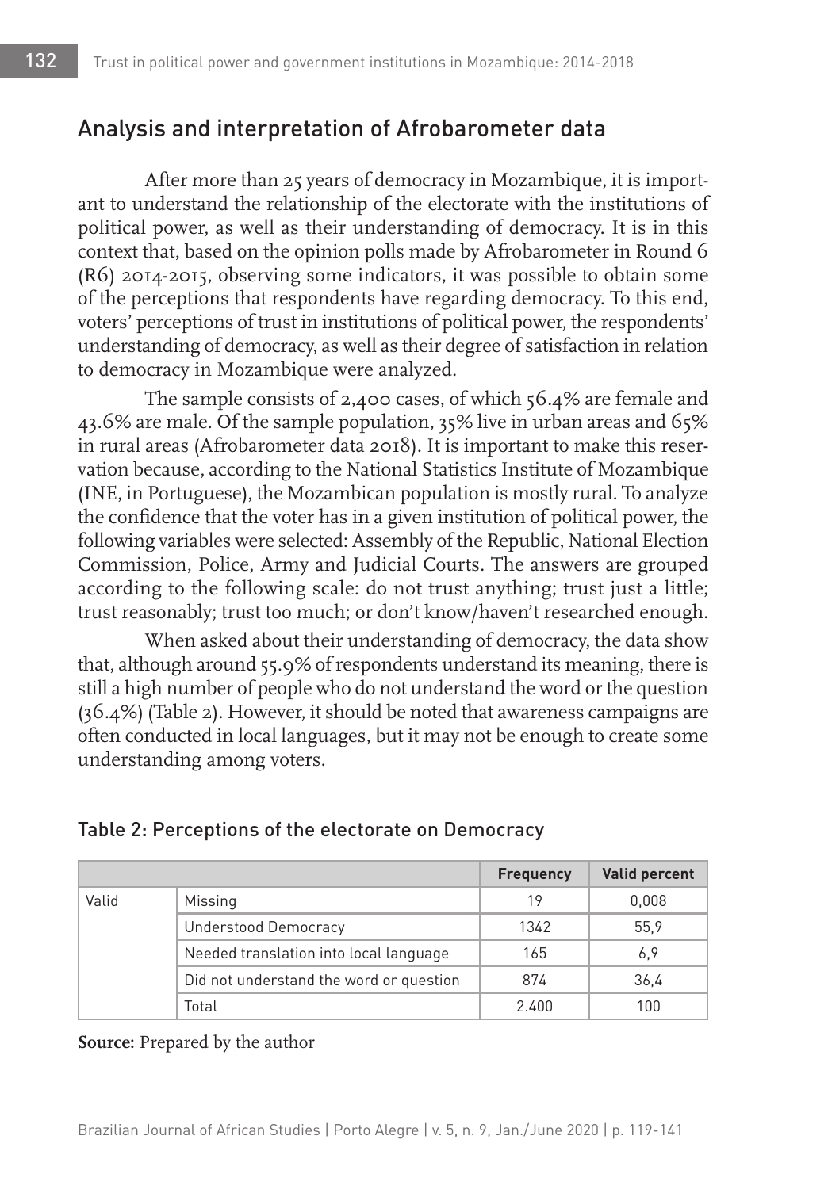## Analysis and interpretation of Afrobarometer data

After more than 25 years of democracy in Mozambique, it is important to understand the relationship of the electorate with the institutions of political power, as well as their understanding of democracy. It is in this context that, based on the opinion polls made by Afrobarometer in Round 6 (R6) 2014-2015, observing some indicators, it was possible to obtain some of the perceptions that respondents have regarding democracy. To this end, voters' perceptions of trust in institutions of political power, the respondents' understanding of democracy, as well as their degree of satisfaction in relation to democracy in Mozambique were analyzed.

The sample consists of 2,400 cases, of which 56.4% are female and 43.6% are male. Of the sample population, 35% live in urban areas and 65% in rural areas (Afrobarometer data 2018). It is important to make this reservation because, according to the National Statistics Institute of Mozambique (INE, in Portuguese), the Mozambican population is mostly rural. To analyze the confidence that the voter has in a given institution of political power, the following variables were selected: Assembly of the Republic, National Election Commission, Police, Army and Judicial Courts. The answers are grouped according to the following scale: do not trust anything; trust just a little; trust reasonably; trust too much; or don't know/haven't researched enough.

When asked about their understanding of democracy, the data show that, although around 55.9% of respondents understand its meaning, there is still a high number of people who do not understand the word or the question (36.4%) (Table 2). However, it should be noted that awareness campaigns are often conducted in local languages, but it may not be enough to create some understanding among voters.

Table 2: Perceptions of the electorate on Democracy

| | | Frequency | Valid percent |
|---|---|---|---|
| Valid | Missing | 19 | 0,008 |
| | Understood Democracy | 1342 | 55,9 |
| | Needed translation into local language | 165 | 6,9 |
| | Did not understand the word or question | 874 | 36,4 |
| | Total | 2.400 | 100 |

**Source:** Prepared by the author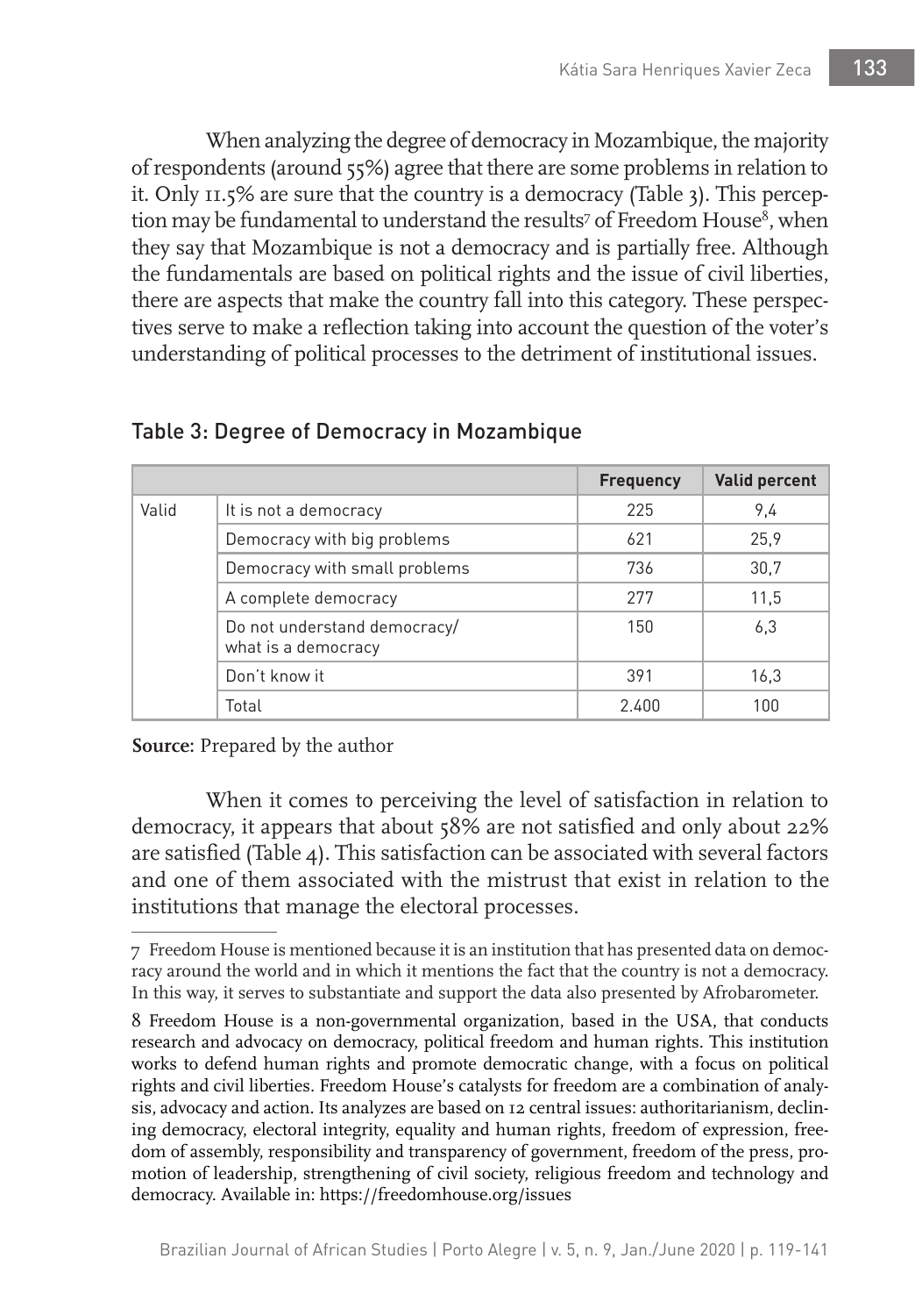When analyzing the degree of democracy in Mozambique, the majority of respondents (around 55%) agree that there are some problems in relation to it. Only 11.5% are sure that the country is a democracy (Table 3). This perception may be fundamental to understand the results[7] of Freedom House[8], when they say that Mozambique is not a democracy and is partially free. Although the fundamentals are based on political rights and the issue of civil liberties, there are aspects that make the country fall into this category. These perspectives serve to make a reflection taking into account the question of the voter's understanding of political processes to the detriment of institutional issues.

Table 3: Degree of Democracy in Mozambique

| | | Frequency | Valid percent |
|---|---|---|---|
| Valid | It is not a democracy | 225 | 9,4 |
| | Democracy with big problems | 621 | 25,9 |
| | Democracy with small problems | 736 | 30,7 |
| | A complete democracy | 277 | 11,5 |
| | Do not understand democracy/ what is a democracy | 150 | 6,3 |
| | Don't know it | 391 | 16,3 |
| | Total | 2.400 | 100 |

**Source:** Prepared by the author

When it comes to perceiving the level of satisfaction in relation to democracy, it appears that about 58% are not satisfied and only about 22% are satisfied (Table 4). This satisfaction can be associated with several factors and one of them associated with the mistrust that exist in relation to the institutions that manage the electoral processes.

---

7 Freedom House is mentioned because it is an institution that has presented data on democracy around the world and in which it mentions the fact that the country is not a democracy. In this way, it serves to substantiate and support the data also presented by Afrobarometer.

8 Freedom House is a non-governmental organization, based in the USA, that conducts research and advocacy on democracy, political freedom and human rights. This institution works to defend human rights and promote democratic change, with a focus on political rights and civil liberties. Freedom House's catalysts for freedom are a combination of analysis, advocacy and action. Its analyzes are based on 12 central issues: authoritarianism, declining democracy, electoral integrity, equality and human rights, freedom of expression, freedom of assembly, responsibility and transparency of government, freedom of the press, promotion of leadership, strengthening of civil society, religious freedom and technology and democracy. Available in: https://freedomhouse.org/issues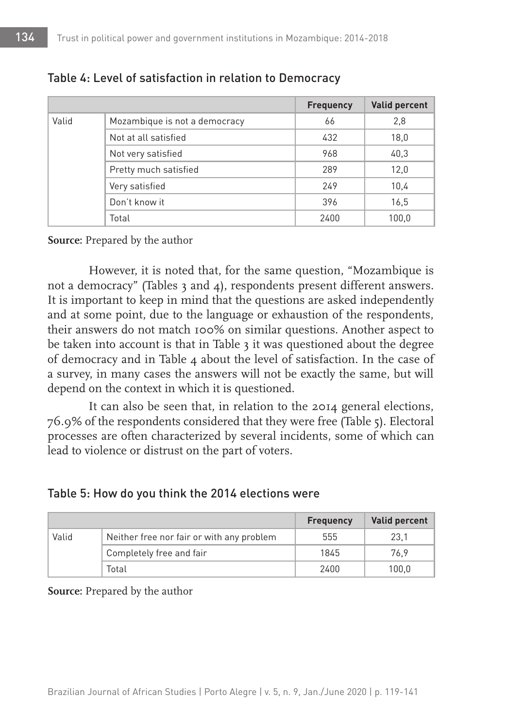Table 4: Level of satisfaction in relation to Democracy

| | | Frequency | Valid percent |
|---|---|---|---|
| Valid | Mozambique is not a democracy | 66 | 2,8 |
| | Not at all satisfied | 432 | 18,0 |
| | Not very satisfied | 968 | 40,3 |
| | Pretty much satisfied | 289 | 12,0 |
| | Very satisfied | 249 | 10,4 |
| | Don't know it | 396 | 16,5 |
| | Total | 2400 | 100,0 |

**Source:** Prepared by the author

However, it is noted that, for the same question, "Mozambique is not a democracy" (Tables 3 and 4), respondents present different answers. It is important to keep in mind that the questions are asked independently and at some point, due to the language or exhaustion of the respondents, their answers do not match 100% on similar questions. Another aspect to be taken into account is that in Table 3 it was questioned about the degree of democracy and in Table 4 about the level of satisfaction. In the case of a survey, in many cases the answers will not be exactly the same, but will depend on the context in which it is questioned.

It can also be seen that, in relation to the 2014 general elections, 76.9% of the respondents considered that they were free (Table 5). Electoral processes are often characterized by several incidents, some of which can lead to violence or distrust on the part of voters.

Table 5: How do you think the 2014 elections were

| | | Frequency | Valid percent |
|---|---|---|---|
| Valid | Neither free nor fair or with any problem | 555 | 23,1 |
| | Completely free and fair | 1845 | 76,9 |
| | Total | 2400 | 100,0 |

**Source:** Prepared by the author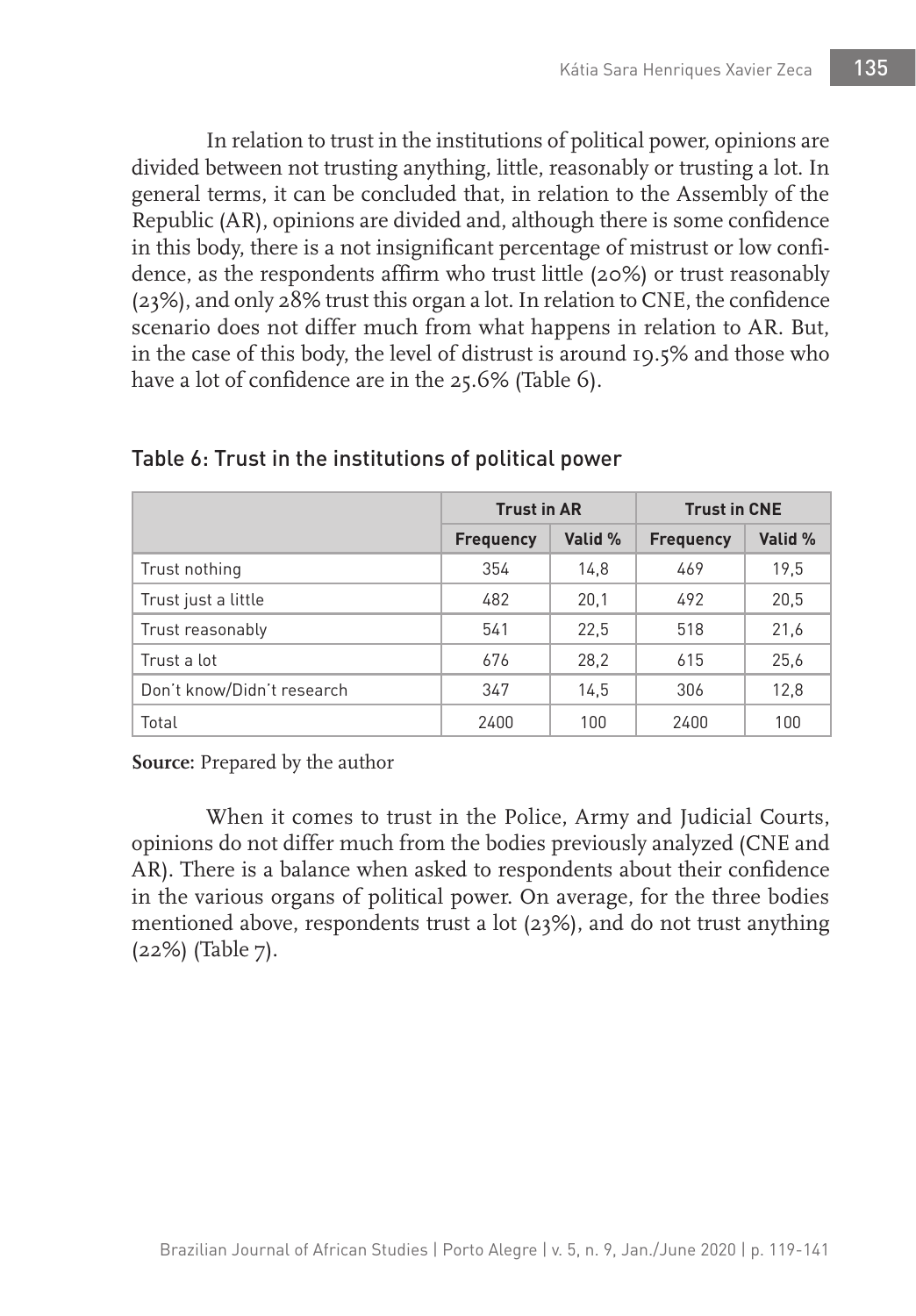In relation to trust in the institutions of political power, opinions are divided between not trusting anything, little, reasonably or trusting a lot. In general terms, it can be concluded that, in relation to the Assembly of the Republic (AR), opinions are divided and, although there is some confidence in this body, there is a not insignificant percentage of mistrust or low confidence, as the respondents affirm who trust little (20%) or trust reasonably (23%), and only 28% trust this organ a lot. In relation to CNE, the confidence scenario does not differ much from what happens in relation to AR. But, in the case of this body, the level of distrust is around 19.5% and those who have a lot of confidence are in the 25.6% (Table 6).

Table 6: Trust in the institutions of political power

| | Trust in AR | | Trust in CNE | |
|---|---|---|---|---|
| | Frequency | Valid % | Frequency | Valid % |
| Trust nothing | 354 | 14,8 | 469 | 19,5 |
| Trust just a little | 482 | 20,1 | 492 | 20,5 |
| Trust reasonably | 541 | 22,5 | 518 | 21,6 |
| Trust a lot | 676 | 28,2 | 615 | 25,6 |
| Don't know/Didn't research | 347 | 14,5 | 306 | 12,8 |
| Total | 2400 | 100 | 2400 | 100 |

**Source:** Prepared by the author

When it comes to trust in the Police, Army and Judicial Courts, opinions do not differ much from the bodies previously analyzed (CNE and AR). There is a balance when asked to respondents about their confidence in the various organs of political power. On average, for the three bodies mentioned above, respondents trust a lot (23%), and do not trust anything (22%) (Table 7).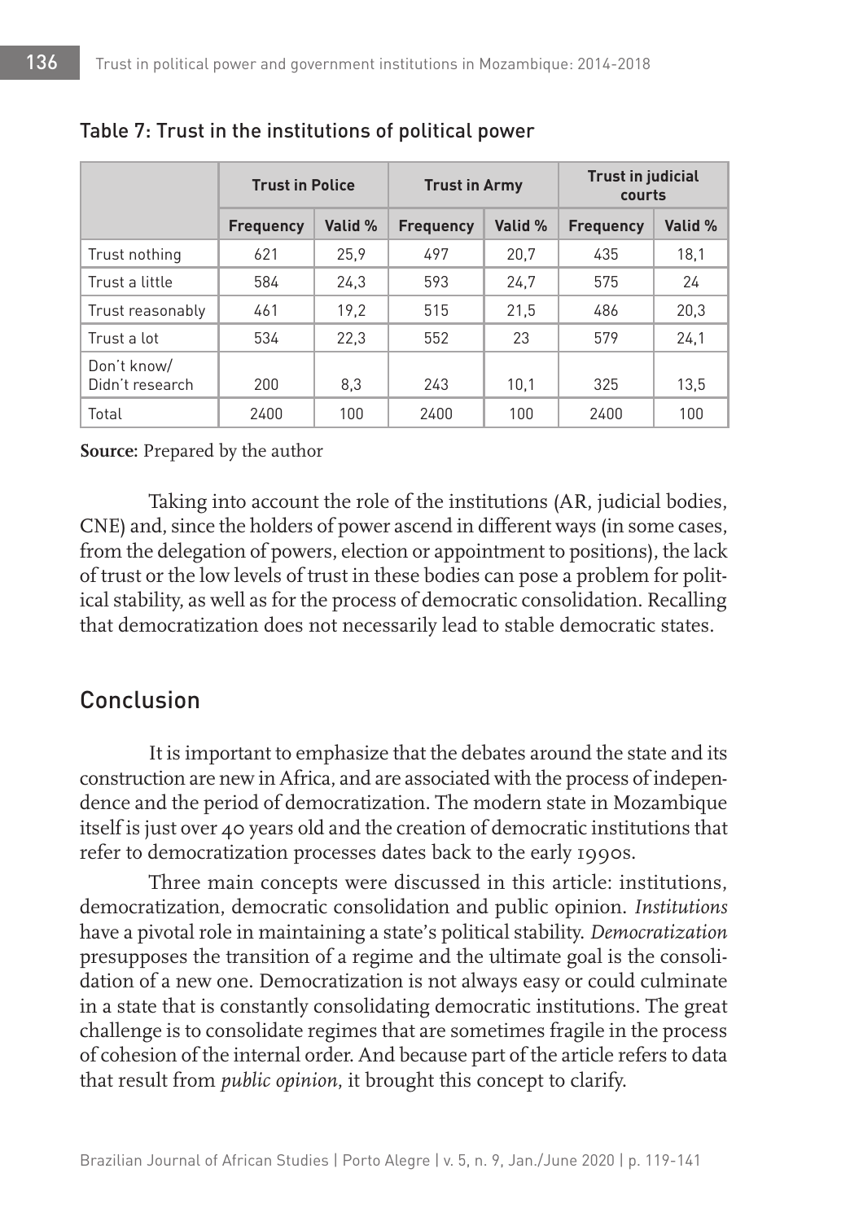Table 7: Trust in the institutions of political power

| | Trust in Police | | Trust in Army | | Trust in judicial courts | |
|---|---|---|---|---|---|---|
| | Frequency | Valid % | Frequency | Valid % | Frequency | Valid % |
| Trust nothing | 621 | 25,9 | 497 | 20,7 | 435 | 18,1 |
| Trust a little | 584 | 24,3 | 593 | 24,7 | 575 | 24 |
| Trust reasonably | 461 | 19,2 | 515 | 21,5 | 486 | 20,3 |
| Trust a lot | 534 | 22,3 | 552 | 23 | 579 | 24,1 |
| Don't know/ Didn't research | 200 | 8,3 | 243 | 10,1 | 325 | 13,5 |
| Total | 2400 | 100 | 2400 | 100 | 2400 | 100 |

**Source:** Prepared by the author

Taking into account the role of the institutions (AR, judicial bodies, CNE) and, since the holders of power ascend in different ways (in some cases, from the delegation of powers, election or appointment to positions), the lack of trust or the low levels of trust in these bodies can pose a problem for political stability, as well as for the process of democratic consolidation. Recalling that democratization does not necessarily lead to stable democratic states.

## Conclusion

It is important to emphasize that the debates around the state and its construction are new in Africa, and are associated with the process of independence and the period of democratization. The modern state in Mozambique itself is just over 40 years old and the creation of democratic institutions that refer to democratization processes dates back to the early 1990s.

Three main concepts were discussed in this article: institutions, democratization, democratic consolidation and public opinion. *Institutions* have a pivotal role in maintaining a state's political stability. *Democratization* presupposes the transition of a regime and the ultimate goal is the consolidation of a new one. Democratization is not always easy or could culminate in a state that is constantly consolidating democratic institutions. The great challenge is to consolidate regimes that are sometimes fragile in the process of cohesion of the internal order. And because part of the article refers to data that result from *public opinion*, it brought this concept to clarify.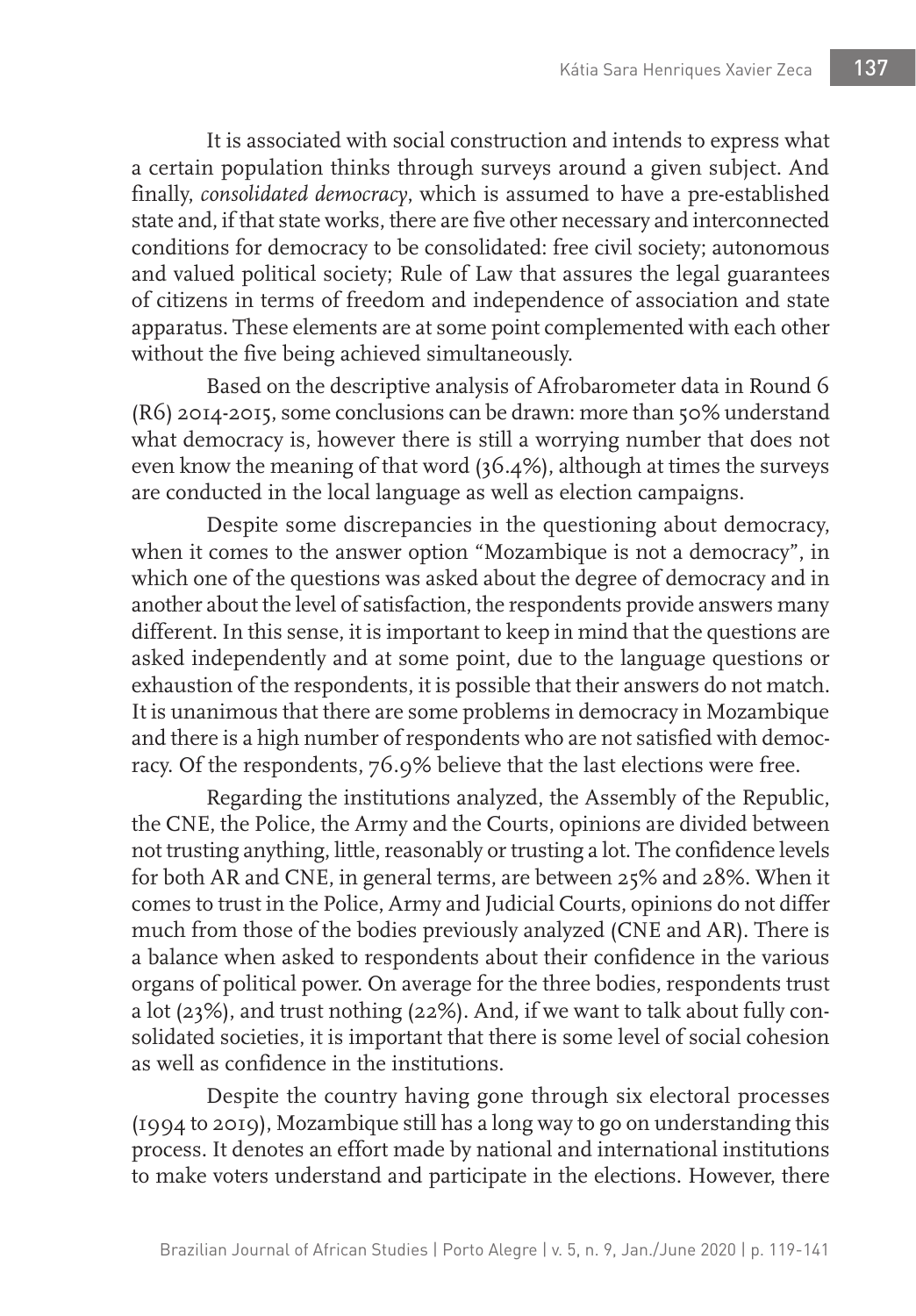It is associated with social construction and intends to express what a certain population thinks through surveys around a given subject. And finally, *consolidated democracy*, which is assumed to have a pre-established state and, if that state works, there are five other necessary and interconnected conditions for democracy to be consolidated: free civil society; autonomous and valued political society; Rule of Law that assures the legal guarantees of citizens in terms of freedom and independence of association and state apparatus. These elements are at some point complemented with each other without the five being achieved simultaneously.

Based on the descriptive analysis of Afrobarometer data in Round 6 (R6) 2014-2015, some conclusions can be drawn: more than 50% understand what democracy is, however there is still a worrying number that does not even know the meaning of that word (36.4%), although at times the surveys are conducted in the local language as well as election campaigns.

Despite some discrepancies in the questioning about democracy, when it comes to the answer option "Mozambique is not a democracy", in which one of the questions was asked about the degree of democracy and in another about the level of satisfaction, the respondents provide answers many different. In this sense, it is important to keep in mind that the questions are asked independently and at some point, due to the language questions or exhaustion of the respondents, it is possible that their answers do not match. It is unanimous that there are some problems in democracy in Mozambique and there is a high number of respondents who are not satisfied with democracy. Of the respondents, 76.9% believe that the last elections were free.

Regarding the institutions analyzed, the Assembly of the Republic, the CNE, the Police, the Army and the Courts, opinions are divided between not trusting anything, little, reasonably or trusting a lot. The confidence levels for both AR and CNE, in general terms, are between 25% and 28%. When it comes to trust in the Police, Army and Judicial Courts, opinions do not differ much from those of the bodies previously analyzed (CNE and AR). There is a balance when asked to respondents about their confidence in the various organs of political power. On average for the three bodies, respondents trust a lot (23%), and trust nothing (22%). And, if we want to talk about fully consolidated societies, it is important that there is some level of social cohesion as well as confidence in the institutions.

Despite the country having gone through six electoral processes (1994 to 2019), Mozambique still has a long way to go on understanding this process. It denotes an effort made by national and international institutions to make voters understand and participate in the elections. However, there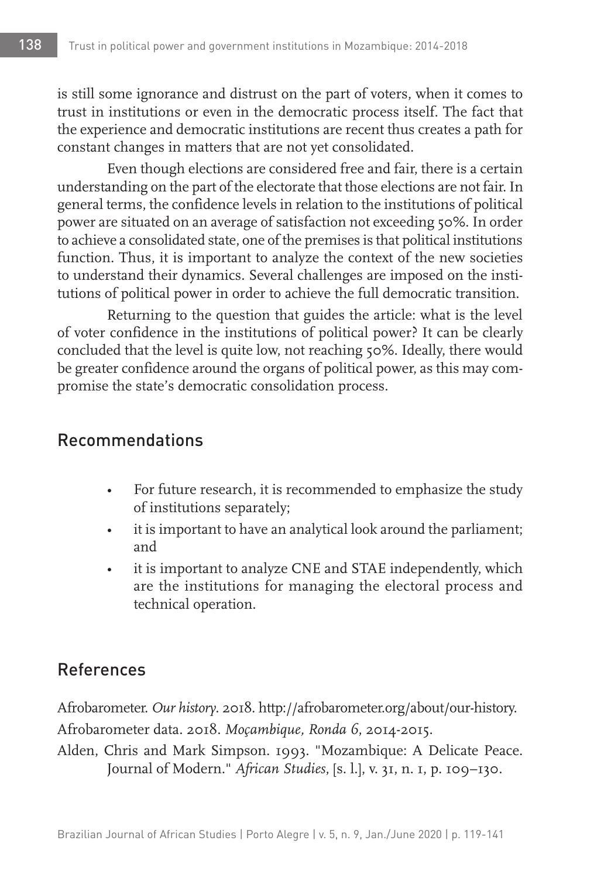is still some ignorance and distrust on the part of voters, when it comes to trust in institutions or even in the democratic process itself. The fact that the experience and democratic institutions are recent thus creates a path for constant changes in matters that are not yet consolidated.

Even though elections are considered free and fair, there is a certain understanding on the part of the electorate that those elections are not fair. In general terms, the confidence levels in relation to the institutions of political power are situated on an average of satisfaction not exceeding 50%. In order to achieve a consolidated state, one of the premises is that political institutions function. Thus, it is important to analyze the context of the new societies to understand their dynamics. Several challenges are imposed on the institutions of political power in order to achieve the full democratic transition.

Returning to the question that guides the article: what is the level of voter confidence in the institutions of political power? It can be clearly concluded that the level is quite low, not reaching 50%. Ideally, there would be greater confidence around the organs of political power, as this may compromise the state's democratic consolidation process.

## Recommendations

- For future research, it is recommended to emphasize the study of institutions separately;
- it is important to have an analytical look around the parliament; and
- it is important to analyze CNE and STAE independently, which are the institutions for managing the electoral process and technical operation.

## References

Afrobarometer. *Our history*. 2018. http://afrobarometer.org/about/our-history.

Afrobarometer data. 2018. *Moçambique, Ronda 6*, 2014-2015.

Alden, Chris and Mark Simpson. 1993. "Mozambique: A Delicate Peace. Journal of Modern." *African Studies*, [s. l.], v. 31, n. 1, p. 109–130.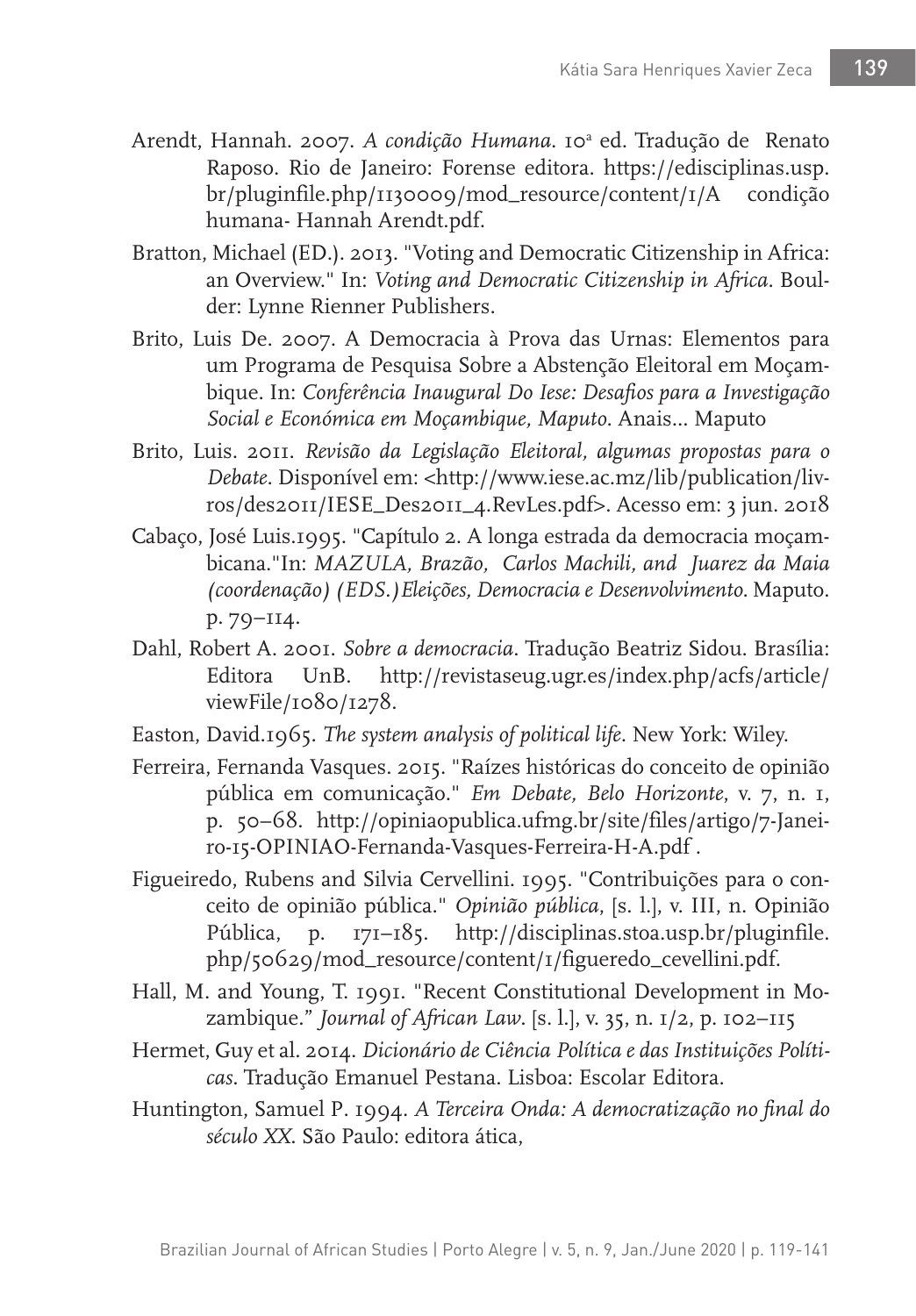Arendt, Hannah. 2007. *A condição Humana*. 10ª ed. Tradução de Renato Raposo. Rio de Janeiro: Forense editora. https://edisciplinas.usp.br/pluginfile.php/1130009/mod_resource/content/1/A condição humana- Hannah Arendt.pdf.

Bratton, Michael (ED.). 2013. "Voting and Democratic Citizenship in Africa: an Overview." In: *Voting and Democratic Citizenship in Africa*. Boulder: Lynne Rienner Publishers.

Brito, Luis De. 2007. A Democracia à Prova das Urnas: Elementos para um Programa de Pesquisa Sobre a Abstenção Eleitoral em Moçambique. In: *Conferência Inaugural Do Iese: Desafios para a Investigação Social e Económica em Moçambique, Maputo*. Anais... Maputo

Brito, Luis. 2011. *Revisão da Legislação Eleitoral, algumas propostas para o Debate*. Disponível em: <http://www.iese.ac.mz/lib/publication/livros/des2011/IESE_Des2011_4.RevLes.pdf>. Acesso em: 3 jun. 2018

Cabaço, José Luis.1995. "Capítulo 2. A longa estrada da democracia moçambicana."In: *MAZULA, Brazão, Carlos Machili, and Juarez da Maia (coordenação) (EDS.)Eleições, Democracia e Desenvolvimento*. Maputo. p. 79–114.

Dahl, Robert A. 2001. *Sobre a democracia*. Tradução Beatriz Sidou. Brasília: Editora UnB. http://revistaseug.ugr.es/index.php/acfs/article/viewFile/1080/1278.

Easton, David.1965. *The system analysis of political life*. New York: Wiley.

Ferreira, Fernanda Vasques. 2015. "Raízes históricas do conceito de opinião pública em comunicação." *Em Debate, Belo Horizonte*, v. 7, n. 1, p. 50–68. http://opiniaopublica.ufmg.br/site/files/artigo/7-Janeiro-15-OPINIAO-Fernanda-Vasques-Ferreira-H-A.pdf .

Figueiredo, Rubens and Silvia Cervellini. 1995. "Contribuições para o conceito de opinião pública." *Opinião pública*, [s. l.], v. III, n. Opinião Pública, p. 171–185. http://disciplinas.stoa.usp.br/pluginfile.php/50629/mod_resource/content/1/figueredo_cevellini.pdf.

Hall, M. and Young, T. 1991. "Recent Constitutional Development in Mozambique." *Journal of African Law*. [s. l.], v. 35, n. 1/2, p. 102–115

Hermet, Guy et al. 2014. *Dicionário de Ciência Política e das Instituições Políticas*. Tradução Emanuel Pestana. Lisboa: Escolar Editora.

Huntington, Samuel P. 1994. *A Terceira Onda: A democratização no final do século XX*. São Paulo: editora ática,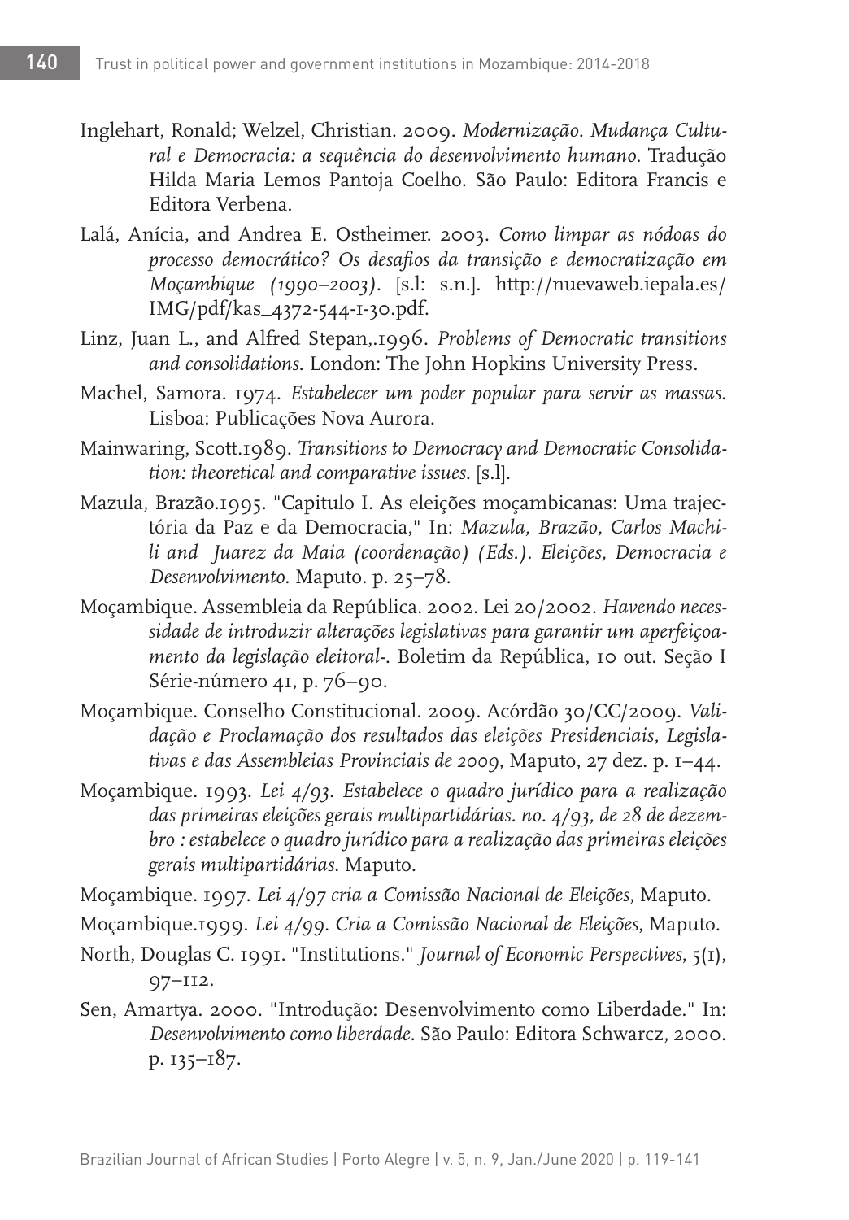Inglehart, Ronald; Welzel, Christian. 2009. *Modernização. Mudança Cultural e Democracia: a sequência do desenvolvimento humano*. Tradução Hilda Maria Lemos Pantoja Coelho. São Paulo: Editora Francis e Editora Verbena.

Lalá, Anícia, and Andrea E. Ostheimer. 2003. *Como limpar as nódoas do processo democrático? Os desafios da transição e democratização em Moçambique (1990–2003)*. [s.l: s.n.]. http://nuevaweb.iepala.es/IMG/pdf/kas_4372-544-1-30.pdf.

Linz, Juan L., and Alfred Stepan,.1996. *Problems of Democratic transitions and consolidations*. London: The John Hopkins University Press.

Machel, Samora. 1974. *Estabelecer um poder popular para servir as massas*. Lisboa: Publicações Nova Aurora.

Mainwaring, Scott.1989. *Transitions to Democracy and Democratic Consolidation: theoretical and comparative issues*. [s.l].

Mazula, Brazão.1995. "Capitulo I. As eleições moçambicanas: Uma trajectória da Paz e da Democracia," In: *Mazula, Brazão, Carlos Machili and Juarez da Maia (coordenação) (Eds.). Eleições, Democracia e Desenvolvimento*. Maputo. p. 25–78.

Moçambique. Assembleia da República. 2002. Lei 20/2002. *Havendo necessidade de introduzir alterações legislativas para garantir um aperfeiçoamento da legislação eleitoral-*. Boletim da República, 10 out. Seção I Série-número 41, p. 76–90.

Moçambique. Conselho Constitucional. 2009. Acórdão 30/CC/2009. *Validação e Proclamação dos resultados das eleições Presidenciais, Legislativas e das Assembleias Provinciais de 2009*, Maputo, 27 dez. p. 1–44.

Moçambique. 1993. *Lei 4/93. Estabelece o quadro jurídico para a realização das primeiras eleições gerais multipartidárias. no. 4/93, de 28 de dezembro : estabelece o quadro jurídico para a realização das primeiras eleições gerais multipartidárias*. Maputo.

Moçambique. 1997. *Lei 4/97 cria a Comissão Nacional de Eleições*, Maputo.

Moçambique.1999. *Lei 4/99. Cria a Comissão Nacional de Eleições*, Maputo.

North, Douglas C. 1991. "Institutions." *Journal of Economic Perspectives*, 5(1), 97–112.

Sen, Amartya. 2000. "Introdução: Desenvolvimento como Liberdade." In: *Desenvolvimento como liberdade*. São Paulo: Editora Schwarcz, 2000. p. 135–187.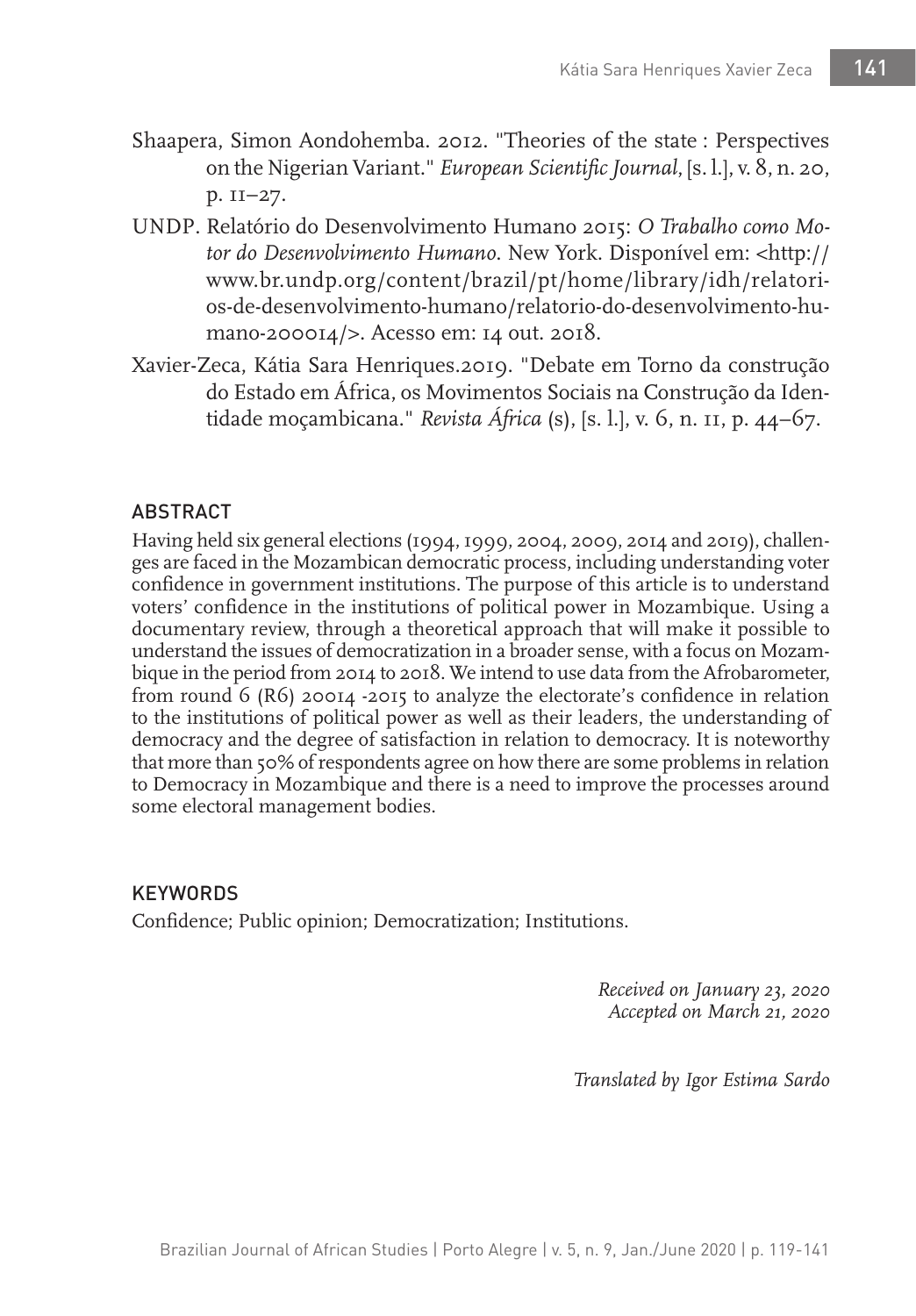Shaapera, Simon Aondohemba. 2012. "Theories of the state : Perspectives on the Nigerian Variant." *European Scientific Journal*, [s. l.], v. 8, n. 20, p. 11–27.

UNDP. Relatório do Desenvolvimento Humano 2015: *O Trabalho como Motor do Desenvolvimento Humano*. New York. Disponível em: <http://www.br.undp.org/content/brazil/pt/home/library/idh/relatorios-de-desenvolvimento-humano/relatorio-do-desenvolvimento-humano-200014/>. Acesso em: 14 out. 2018.

Xavier-Zeca, Kátia Sara Henriques.2019. "Debate em Torno da construção do Estado em África, os Movimentos Sociais na Construção da Identidade moçambicana." *Revista África* (s), [s. l.], v. 6, n. 11, p. 44–67.

## ABSTRACT

Having held six general elections (1994, 1999, 2004, 2009, 2014 and 2019), challenges are faced in the Mozambican democratic process, including understanding voter confidence in government institutions. The purpose of this article is to understand voters' confidence in the institutions of political power in Mozambique. Using a documentary review, through a theoretical approach that will make it possible to understand the issues of democratization in a broader sense, with a focus on Mozambique in the period from 2014 to 2018. We intend to use data from the Afrobarometer, from round 6 (R6) 20014 -2015 to analyze the electorate's confidence in relation to the institutions of political power as well as their leaders, the understanding of democracy and the degree of satisfaction in relation to democracy. It is noteworthy that more than 50% of respondents agree on how there are some problems in relation to Democracy in Mozambique and there is a need to improve the processes around some electoral management bodies.

## KEYWORDS

Confidence; Public opinion; Democratization; Institutions.

*Received on January 23, 2020*
*Accepted on March 21, 2020*

*Translated by Igor Estima Sardo*